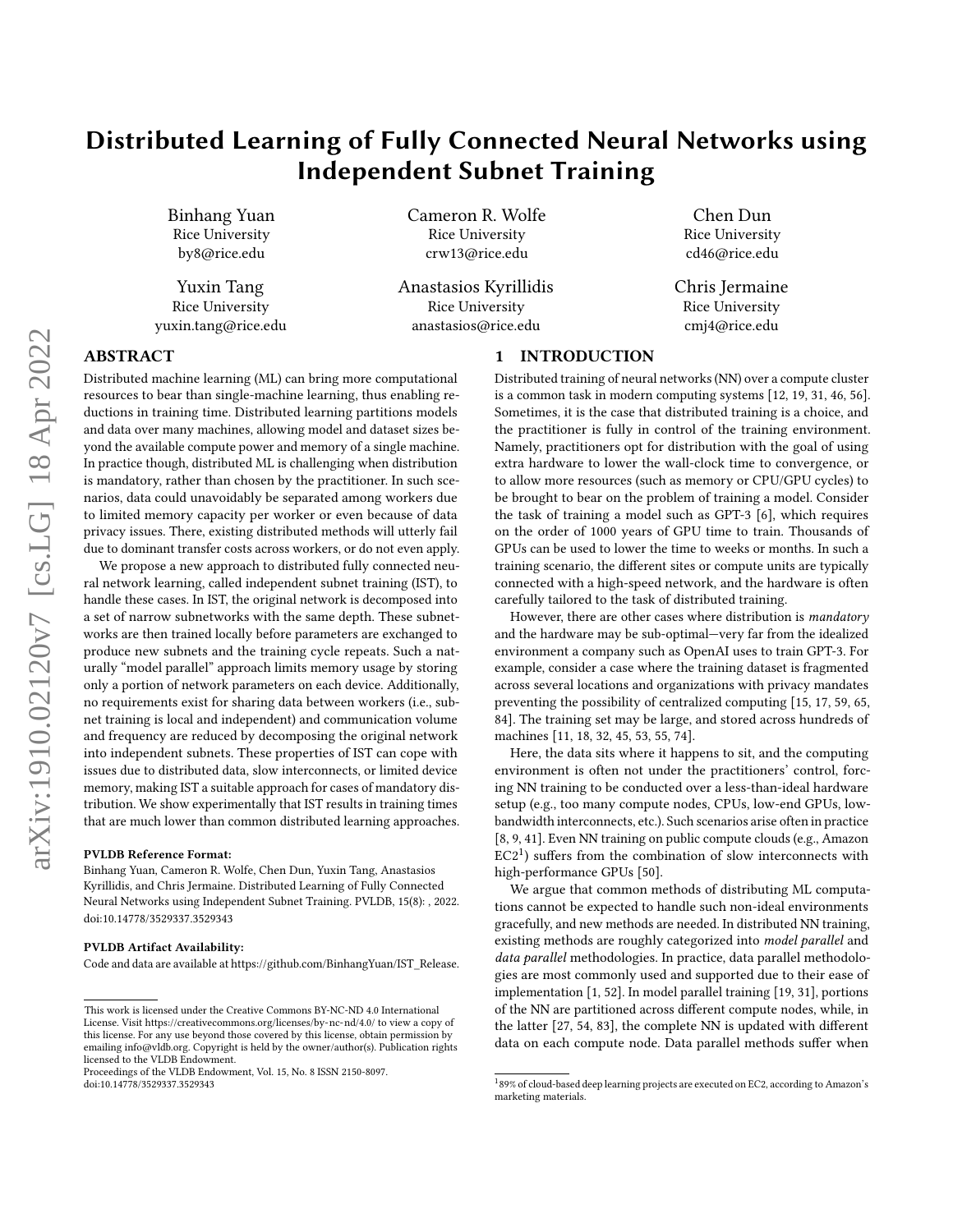# Distributed Learning of Fully Connected Neural Networks using Independent Subnet Training

Binhang Yuan
Rice University
by8@rice.edu

Cameron R. Wolfe
Rice University
crw13@rice.edu

Chen Dun
Rice University
cd46@rice.edu

Yuxin Tang
Rice University
yuxin.tang@rice.edu

Anastasios Kyrillidis
Rice University
anastasios@rice.edu

Chris Jermaine
Rice University
cmj4@rice.edu

## ABSTRACT

Distributed machine learning (ML) can bring more computational resources to bear than single-machine learning, thus enabling reductions in training time. Distributed learning partitions models and data over many machines, allowing model and dataset sizes beyond the available compute power and memory of a single machine. In practice though, distributed ML is challenging when distribution is mandatory, rather than chosen by the practitioner. In such scenarios, data could unavoidably be separated among workers due to limited memory capacity per worker or even because of data privacy issues. There, existing distributed methods will utterly fail due to dominant transfer costs across workers, or do not even apply.

We propose a new approach to distributed fully connected neural network learning, called independent subnet training (IST), to handle these cases. In IST, the original network is decomposed into a set of narrow subnetworks with the same depth. These subnetworks are then trained locally before parameters are exchanged to produce new subnets and the training cycle repeats. Such a naturally "model parallel" approach limits memory usage by storing only a portion of network parameters on each device. Additionally, no requirements exist for sharing data between workers (i.e., subnet training is local and independent) and communication volume and frequency are reduced by decomposing the original network into independent subnets. These properties of IST can cope with issues due to distributed data, slow interconnects, or limited device memory, making IST a suitable approach for cases of mandatory distribution. We show experimentally that IST results in training times that are much lower than common distributed learning approaches.

**PVLDB Reference Format:**
Binhang Yuan, Cameron R. Wolfe, Chen Dun, Yuxin Tang, Anastasios Kyrillidis, and Chris Jermaine. Distributed Learning of Fully Connected Neural Networks using Independent Subnet Training. PVLDB, 15(8): , 2022. doi:10.14778/3529337.3529343

**PVLDB Artifact Availability:**
Code and data are available at https://github.com/BinhangYuan/IST_Release.

This work is licensed under the Creative Commons BY-NC-ND 4.0 International License. Visit https://creativecommons.org/licenses/by-nc-nd/4.0/ to view a copy of this license. For any use beyond those covered by this license, obtain permission by emailing info@vldb.org. Copyright is held by the owner/author(s). Publication rights licensed to the VLDB Endowment.
Proceedings of the VLDB Endowment, Vol. 15, No. 8 ISSN 2150-8097.
doi:10.14778/3529337.3529343

## 1 INTRODUCTION

Distributed training of neural networks (NN) over a compute cluster is a common task in modern computing systems [12, 19, 31, 46, 56]. Sometimes, it is the case that distributed training is a choice, and the practitioner is fully in control of the training environment. Namely, practitioners opt for distribution with the goal of using extra hardware to lower the wall-clock time to convergence, or to allow more resources (such as memory or CPU/GPU cycles) to be brought to bear on the problem of training a model. Consider the task of training a model such as GPT-3 [6], which requires on the order of 1000 years of GPU time to train. Thousands of GPUs can be used to lower the time to weeks or months. In such a training scenario, the different sites or compute units are typically connected with a high-speed network, and the hardware is often carefully tailored to the task of distributed training.

However, there are other cases where distribution is *mandatory* and the hardware may be sub-optimal—very far from the idealized environment a company such as OpenAI uses to train GPT-3. For example, consider a case where the training dataset is fragmented across several locations and organizations with privacy mandates preventing the possibility of centralized computing [15, 17, 59, 65, 84]. The training set may be large, and stored across hundreds of machines [11, 18, 32, 45, 53, 55, 74].

Here, the data sits where it happens to sit, and the computing environment is often not under the practitioners' control, forcing NN training to be conducted over a less-than-ideal hardware setup (e.g., too many compute nodes, CPUs, low-end GPUs, low-bandwidth interconnects, etc.). Such scenarios arise often in practice [8, 9, 41]. Even NN training on public compute clouds (e.g., Amazon EC2[1]) suffers from the combination of slow interconnects with high-performance GPUs [50].

We argue that common methods of distributing ML computations cannot be expected to handle such non-ideal environments gracefully, and new methods are needed. In distributed NN training, existing methods are roughly categorized into *model parallel* and *data parallel* methodologies. In practice, data parallel methodologies are most commonly used and supported due to their ease of implementation [1, 52]. In model parallel training [19, 31], portions of the NN are partitioned across different compute nodes, while, in the latter [27, 54, 83], the complete NN is updated with different data on each compute node. Data parallel methods suffer when

[1] 89% of cloud-based deep learning projects are executed on EC2, according to Amazon's marketing materials.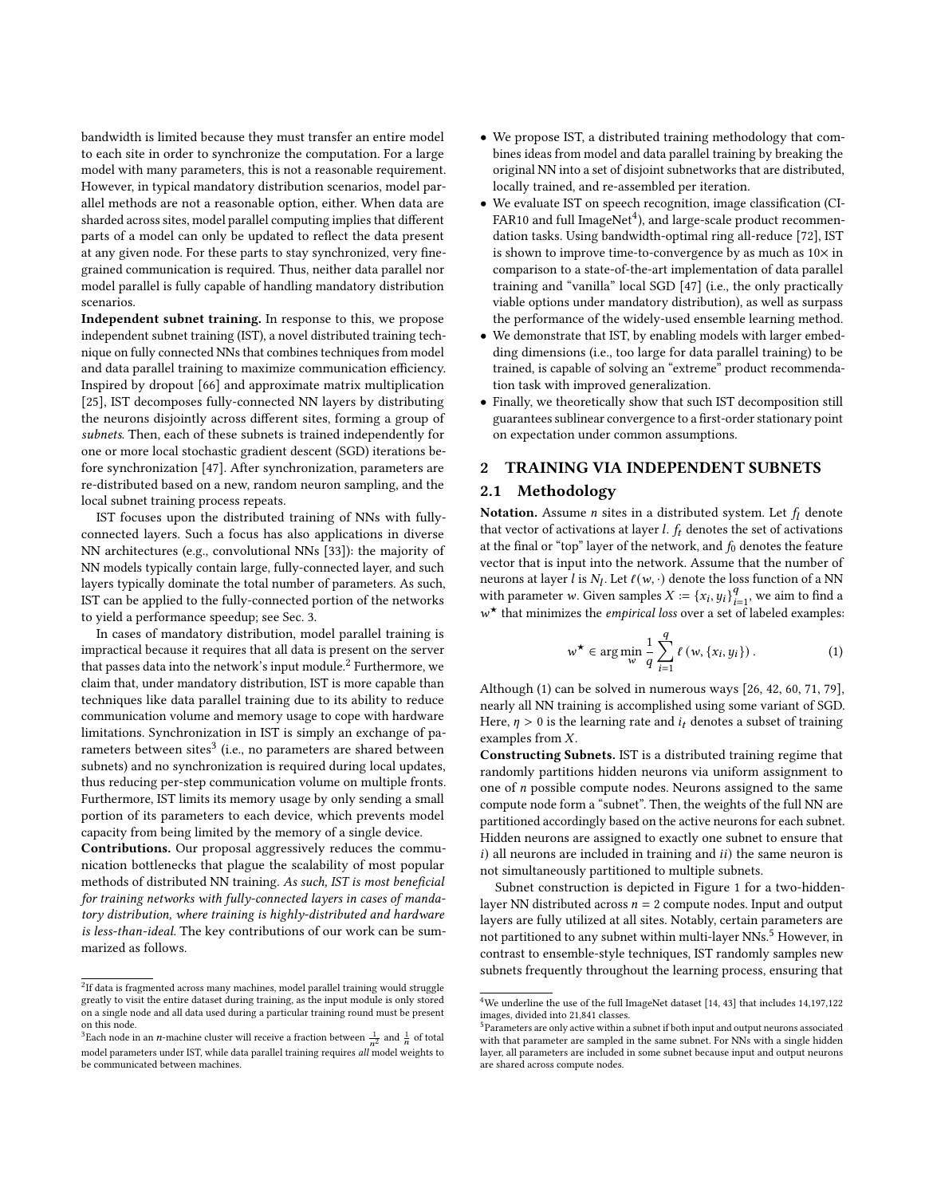bandwidth is limited because they must transfer an entire model to each site in order to synchronize the computation. For a large model with many parameters, this is not a reasonable requirement. However, in typical mandatory distribution scenarios, model parallel methods are not a reasonable option, either. When data are sharded across sites, model parallel computing implies that different parts of a model can only be updated to reflect the data present at any given node. For these parts to stay synchronized, very fine-grained communication is required. Thus, neither data parallel nor model parallel is fully capable of handling mandatory distribution scenarios.

**Independent subnet training.** In response to this, we propose independent subnet training (IST), a novel distributed training technique on fully connected NNs that combines techniques from model and data parallel training to maximize communication efficiency. Inspired by dropout [66] and approximate matrix multiplication [25], IST decomposes fully-connected NN layers by distributing the neurons disjointly across different sites, forming a group of *subnets*. Then, each of these subnets is trained independently for one or more local stochastic gradient descent (SGD) iterations before synchronization [47]. After synchronization, parameters are re-distributed based on a new, random neuron sampling, and the local subnet training process repeats.

IST focuses upon the distributed training of NNs with fully-connected layers. Such a focus has also applications in diverse NN architectures (e.g., convolutional NNs [33]): the majority of NN models typically contain large, fully-connected layer, and such layers typically dominate the total number of parameters. As such, IST can be applied to the fully-connected portion of the networks to yield a performance speedup; see Sec. 3.

In cases of mandatory distribution, model parallel training is impractical because it requires that all data is present on the server that passes data into the network's input module.[2] Furthermore, we claim that, under mandatory distribution, IST is more capable than techniques like data parallel training due to its ability to reduce communication volume and memory usage to cope with hardware limitations. Synchronization in IST is simply an exchange of parameters between sites[3] (i.e., no parameters are shared between subnets) and no synchronization is required during local updates, thus reducing per-step communication volume on multiple fronts. Furthermore, IST limits its memory usage by only sending a small portion of its parameters to each device, which prevents model capacity from being limited by the memory of a single device.

**Contributions.** Our proposal aggressively reduces the communication bottlenecks that plague the scalability of most popular methods of distributed NN training. *As such, IST is most beneficial for training networks with fully-connected layers in cases of mandatory distribution, where training is highly-distributed and hardware is less-than-ideal.* The key contributions of our work can be summarized as follows.

- We propose IST, a distributed training methodology that combines ideas from model and data parallel training by breaking the original NN into a set of disjoint subnetworks that are distributed, locally trained, and re-assembled per iteration.
- We evaluate IST on speech recognition, image classification (CIFAR10 and full ImageNet[4]), and large-scale product recommendation tasks. Using bandwidth-optimal ring all-reduce [72], IST is shown to improve time-to-convergence by as much as 10× in comparison to a state-of-the-art implementation of data parallel training and "vanilla" local SGD [47] (i.e., the only practically viable options under mandatory distribution), as well as surpass the performance of the widely-used ensemble learning method.
- We demonstrate that IST, by enabling models with larger embedding dimensions (i.e., too large for data parallel training) to be trained, is capable of solving an "extreme" product recommendation task with improved generalization.
- Finally, we theoretically show that such IST decomposition still guarantees sublinear convergence to a first-order stationary point on expectation under common assumptions.

## 2 TRAINING VIA INDEPENDENT SUBNETS

### 2.1 Methodology

**Notation.** Assume $n$ sites in a distributed system. Let $f_l$ denote that vector of activations at layer $l$. $f_t$ denotes the set of activations at the final or "top" layer of the network, and $f_0$ denotes the feature vector that is input into the network. Assume that the number of neurons at layer $l$ is $N_l$. Let $\ell(w, \cdot)$ denote the loss function of a NN with parameter $w$. Given samples $X := \{x_i, y_i\}_{i=1}^{q}$, we aim to find a $w^\star$ that minimizes the *empirical loss* over a set of labeled examples:

$$w^\star \in \arg\min_{w} \frac{1}{q} \sum_{i=1}^{q} \ell\left(w, \{x_i, y_i\}\right). \tag{1}$$

Although (1) can be solved in numerous ways [26, 42, 60, 71, 79], nearly all NN training is accomplished using some variant of SGD. Here, $\eta > 0$ is the learning rate and $i_t$ denotes a subset of training examples from $X$.

**Constructing Subnets.** IST is a distributed training regime that randomly partitions hidden neurons via uniform assignment to one of $n$ possible compute nodes. Neurons assigned to the same compute node form a "subnet". Then, the weights of the full NN are partitioned accordingly based on the active neurons for each subnet. Hidden neurons are assigned to exactly one subnet to ensure that *i*) all neurons are included in training and *ii*) the same neuron is not simultaneously partitioned to multiple subnets.

Subnet construction is depicted in Figure 1 for a two-hidden-layer NN distributed across $n = 2$ compute nodes. Input and output layers are fully utilized at all sites. Notably, certain parameters are not partitioned to any subnet within multi-layer NNs.[5] However, in contrast to ensemble-style techniques, IST randomly samples new subnets frequently throughout the learning process, ensuring that

[2] If data is fragmented across many machines, model parallel training would struggle greatly to visit the entire dataset during training, as the input module is only stored on a single node and all data used during a particular training round must be present on this node.

[3] Each node in an $n$-machine cluster will receive a fraction between $\frac{1}{n^2}$ and $\frac{1}{n}$ of total model parameters under IST, while data parallel training requires *all* model weights to be communicated between machines.

[4] We underline the use of the full ImageNet dataset [14, 43] that includes 14,197,122 images, divided into 21,841 classes.

[5] Parameters are only active within a subnet if both input and output neurons associated with that parameter are sampled in the same subnet. For NNs with a single hidden layer, all parameters are included in some subnet because input and output neurons are shared across compute nodes.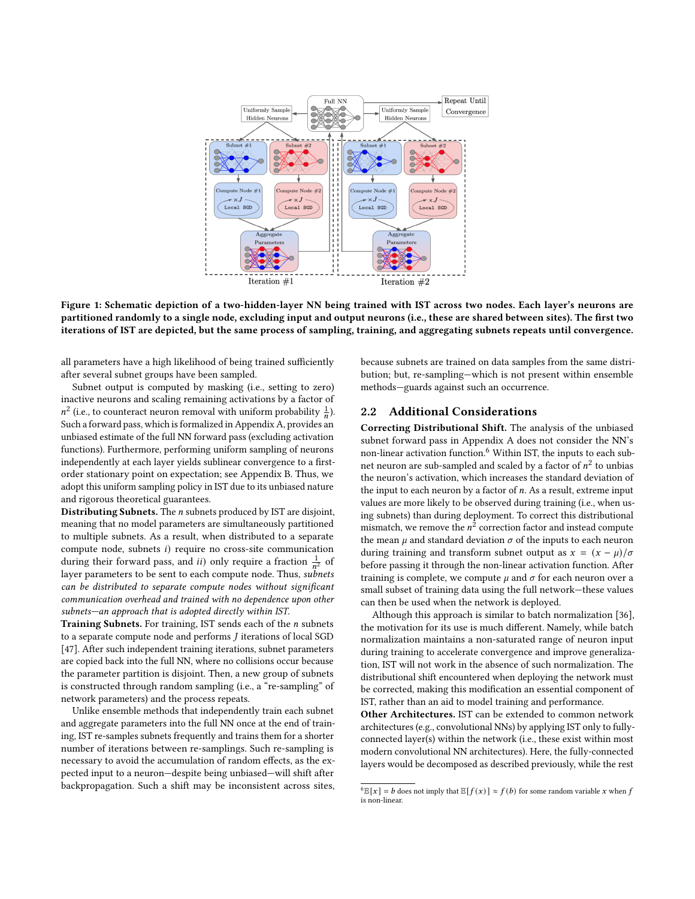Figure 1: Schematic depiction of a two-hidden-layer NN being trained with IST across two nodes. Each layer's neurons are partitioned randomly to a single node, excluding input and output neurons (i.e., these are shared between sites). The first two iterations of IST are depicted, but the same process of sampling, training, and aggregating subnets repeats until convergence.

all parameters have a high likelihood of being trained sufficiently after several subnet groups have been sampled.

Subnet output is computed by masking (i.e., setting to zero) inactive neurons and scaling remaining activations by a factor of $n^2$ (i.e., to counteract neuron removal with uniform probability $\frac{1}{n}$). Such a forward pass, which is formalized in Appendix A, provides an unbiased estimate of the full NN forward pass (excluding activation functions). Furthermore, performing uniform sampling of neurons independently at each layer yields sublinear convergence to a first-order stationary point on expectation; see Appendix B. Thus, we adopt this uniform sampling policy in IST due to its unbiased nature and rigorous theoretical guarantees.

**Distributing Subnets.** The $n$ subnets produced by IST are disjoint, meaning that no model parameters are simultaneously partitioned to multiple subnets. As a result, when distributed to a separate compute node, subnets *i*) require no cross-site communication during their forward pass, and *ii*) only require a fraction $\frac{1}{n^2}$ of layer parameters to be sent to each compute node. Thus, *subnets can be distributed to separate compute nodes without significant communication overhead and trained with no dependence upon other subnets—an approach that is adopted directly within IST.*

**Training Subnets.** For training, IST sends each of the $n$ subnets to a separate compute node and performs $J$ iterations of local SGD [47]. After such independent training iterations, subnet parameters are copied back into the full NN, where no collisions occur because the parameter partition is disjoint. Then, a new group of subnets is constructed through random sampling (i.e., a "re-sampling" of network parameters) and the process repeats.

Unlike ensemble methods that independently train each subnet and aggregate parameters into the full NN once at the end of training, IST re-samples subnets frequently and trains them for a shorter number of iterations between re-samplings. Such re-sampling is necessary to avoid the accumulation of random effects, as the expected input to a neuron—despite being unbiased—will shift after backpropagation. Such a shift may be inconsistent across sites, because subnets are trained on data samples from the same distribution; but, re-sampling—which is not present within ensemble methods—guards against such an occurrence.

## 2.2 Additional Considerations

**Correcting Distributional Shift.** The analysis of the unbiased subnet forward pass in Appendix A does not consider the NN's non-linear activation function.[6] Within IST, the inputs to each subnet neuron are sub-sampled and scaled by a factor of $n^2$ to unbias the neuron's activation, which increases the standard deviation of the input to each neuron by a factor of $n$. As a result, extreme input values are more likely to be observed during training (i.e., when using subnets) than during deployment. To correct this distributional mismatch, we remove the $n^2$ correction factor and instead compute the mean $\mu$ and standard deviation $\sigma$ of the inputs to each neuron during training and transform subnet output as $x = (x - \mu)/\sigma$ before passing it through the non-linear activation function. After training is complete, we compute $\mu$ and $\sigma$ for each neuron over a small subset of training data using the full network—these values can then be used when the network is deployed.

Although this approach is similar to batch normalization [36], the motivation for its use is much different. Namely, while batch normalization maintains a non-saturated range of neuron input during training to accelerate convergence and improve generalization, IST will not work in the absence of such normalization. The distributional shift encountered when deploying the network must be corrected, making this modification an essential component of IST, rather than an aid to model training and performance.

**Other Architectures.** IST can be extended to common network architectures (e.g., convolutional NNs) by applying IST only to fully-connected layer(s) within the network (i.e., these exist within most modern convolutional NN architectures). Here, the fully-connected layers would be decomposed as described previously, while the rest

[6] $\mathbb{E}[x] = b$ does not imply that $\mathbb{E}[f(x)] \approx f(b)$ for some random variable $x$ when $f$ is non-linear.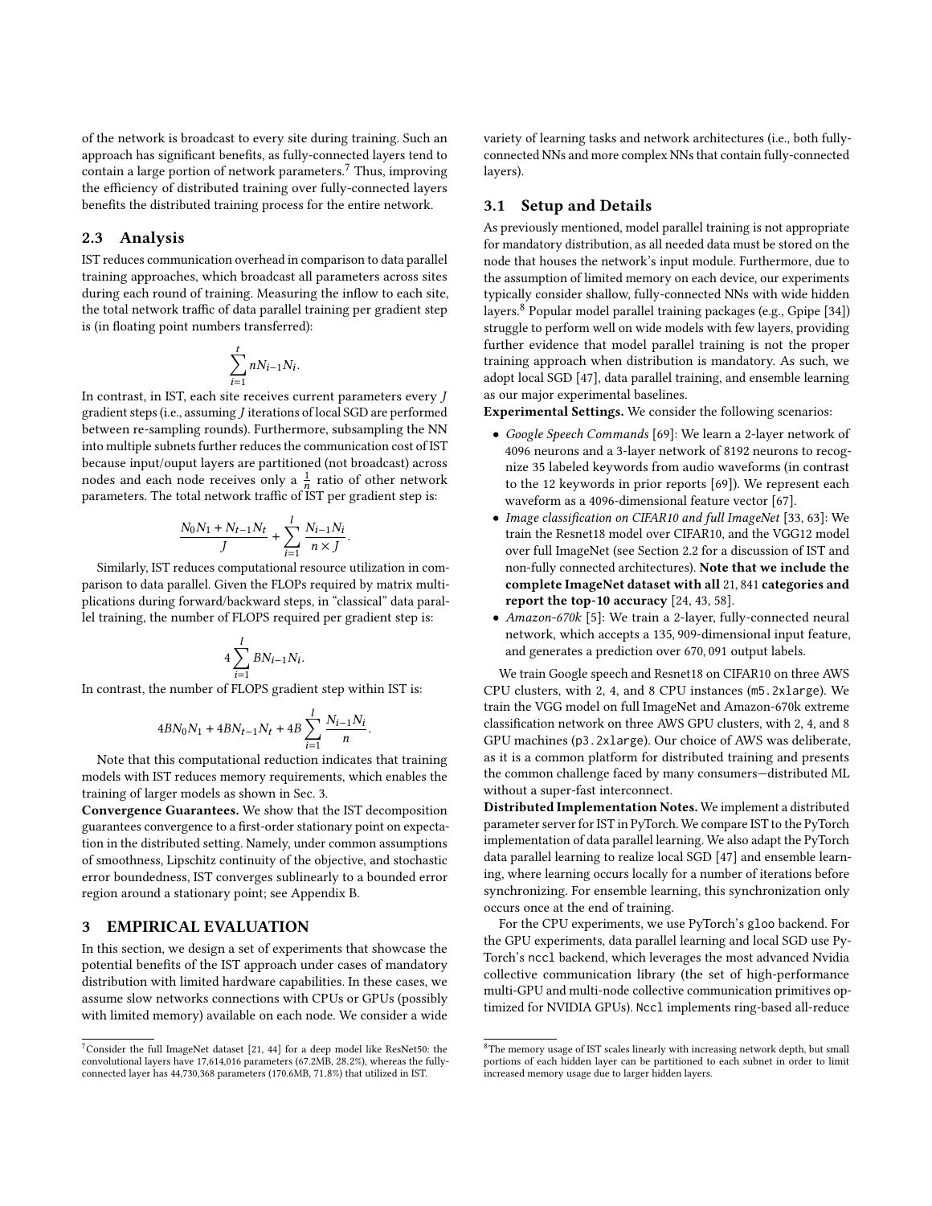of the network is broadcast to every site during training. Such an approach has significant benefits, as fully-connected layers tend to contain a large portion of network parameters.[7] Thus, improving the efficiency of distributed training over fully-connected layers benefits the distributed training process for the entire network.

## 2.3 Analysis

IST reduces communication overhead in comparison to data parallel training approaches, which broadcast all parameters across sites during each round of training. Measuring the inflow to each site, the total network traffic of data parallel training per gradient step is (in floating point numbers transferred):

$$\sum_{i=1}^{t} nN_{i-1}N_i.$$

In contrast, in IST, each site receives current parameters every $J$ gradient steps (i.e., assuming $J$ iterations of local SGD are performed between re-sampling rounds). Furthermore, subsampling the NN into multiple subnets further reduces the communication cost of IST because input/ouput layers are partitioned (not broadcast) across nodes and each node receives only a $\frac{1}{n}$ ratio of other network parameters. The total network traffic of IST per gradient step is:

$$\frac{N_0N_1 + N_{t-1}N_t}{J} + \sum_{i=1}^{l} \frac{N_{i-1}N_i}{n \times J}.$$

Similarly, IST reduces computational resource utilization in comparison to data parallel. Given the FLOPs required by matrix multiplications during forward/backward steps, in "classical" data parallel training, the number of FLOPS required per gradient step is:

$$4\sum_{i=1}^{l} BN_{i-1}N_i.$$

In contrast, the number of FLOPS gradient step within IST is:

$$4BN_0N_1 + 4BN_{t-1}N_t + 4B\sum_{i=1}^{l} \frac{N_{i-1}N_i}{n}.$$

Note that this computational reduction indicates that training models with IST reduces memory requirements, which enables the training of larger models as shown in Sec. 3.

**Convergence Guarantees.** We show that the IST decomposition guarantees convergence to a first-order stationary point on expectation in the distributed setting. Namely, under common assumptions of smoothness, Lipschitz continuity of the objective, and stochastic error boundedness, IST converges sublinearly to a bounded error region around a stationary point; see Appendix B.

# 3 EMPIRICAL EVALUATION

In this section, we design a set of experiments that showcase the potential benefits of the IST approach under cases of mandatory distribution with limited hardware capabilities. In these cases, we assume slow networks connections with CPUs or GPUs (possibly with limited memory) available on each node. We consider a wide variety of learning tasks and network architectures (i.e., both fully-connected NNs and more complex NNs that contain fully-connected layers).

## 3.1 Setup and Details

As previously mentioned, model parallel training is not appropriate for mandatory distribution, as all needed data must be stored on the node that houses the network's input module. Furthermore, due to the assumption of limited memory on each device, our experiments typically consider shallow, fully-connected NNs with wide hidden layers.[8] Popular model parallel training packages (e.g., Gpipe [34]) struggle to perform well on wide models with few layers, providing further evidence that model parallel training is not the proper training approach when distribution is mandatory. As such, we adopt local SGD [47], data parallel training, and ensemble learning as our major experimental baselines.

**Experimental Settings.** We consider the following scenarios:

- *Google Speech Commands* [69]: We learn a 2-layer network of 4096 neurons and a 3-layer network of 8192 neurons to recognize 35 labeled keywords from audio waveforms (in contrast to the 12 keywords in prior reports [69]). We represent each waveform as a 4096-dimensional feature vector [67].
- *Image classification on CIFAR10 and full ImageNet* [33, 63]: We train the Resnet18 model over CIFAR10, and the VGG12 model over full ImageNet (see Section 2.2 for a discussion of IST and non-fully connected architectures). **Note that we include the complete ImageNet dataset with all 21,841 categories and report the top-10 accuracy** [24, 43, 58].
- *Amazon-670k* [5]: We train a 2-layer, fully-connected neural network, which accepts a 135,909-dimensional input feature, and generates a prediction over 670,091 output labels.

We train Google speech and Resnet18 on CIFAR10 on three AWS CPU clusters, with 2, 4, and 8 CPU instances (`m5.2xlarge`). We train the VGG model on full ImageNet and Amazon-670k extreme classification network on three AWS GPU clusters, with 2, 4, and 8 GPU machines (`p3.2xlarge`). Our choice of AWS was deliberate, as it is a common platform for distributed training and presents the common challenge faced by many consumers—distributed ML without a super-fast interconnect.

**Distributed Implementation Notes.** We implement a distributed parameter server for IST in PyTorch. We compare IST to the PyTorch implementation of data parallel learning. We also adapt the PyTorch data parallel learning to realize local SGD [47] and ensemble learning, where learning occurs locally for a number of iterations before synchronizing. For ensemble learning, this synchronization only occurs once at the end of training.

For the CPU experiments, we use PyTorch's `gloo` backend. For the GPU experiments, data parallel learning and local SGD use PyTorch's `nccl` backend, which leverages the most advanced Nvidia collective communication library (the set of high-performance multi-GPU and multi-node collective communication primitives optimized for NVIDIA GPUs). `Nccl` implements ring-based all-reduce

---

[7] Consider the full ImageNet dataset [21, 44] for a deep model like ResNet50: the convolutional layers have 17,614,016 parameters (67.2MB, 28.2%), whereas the fully-connected layer has 44,730,368 parameters (170.6MB, 71.8%) that utilized in IST.

[8] The memory usage of IST scales linearly with increasing network depth, but small portions of each hidden layer can be partitioned to each subnet in order to limit increased memory usage due to larger hidden layers.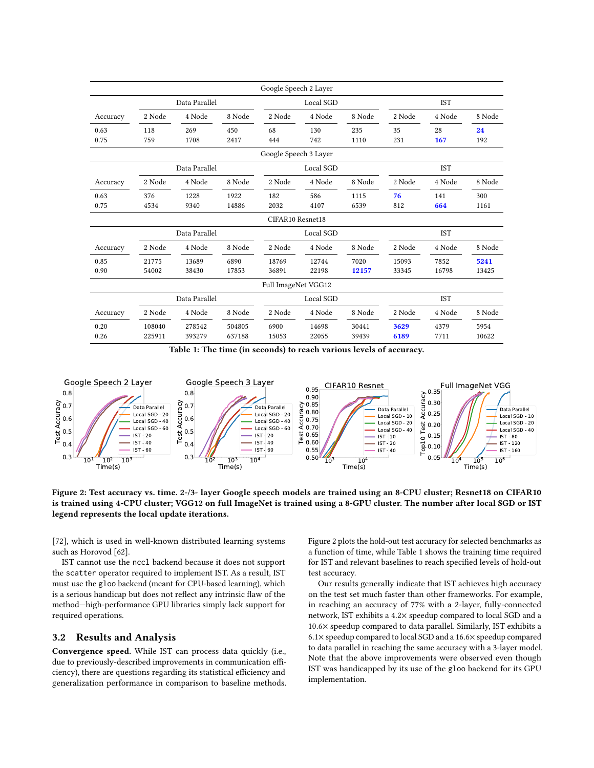| Google Speech 2 Layer | | | | | | | | | |
|---|---|---|---|---|---|---|---|---|---|
| | Data Parallel | | | Local SGD | | | IST | | |
| Accuracy | 2 Node | 4 Node | 8 Node | 2 Node | 4 Node | 8 Node | 2 Node | 4 Node | 8 Node |
| 0.63 | 118 | 269 | 450 | 68 | 130 | 235 | 35 | 28 | **24** |
| 0.75 | 759 | 1708 | 2417 | 444 | 742 | 1110 | 231 | **167** | 192 |
| **Google Speech 3 Layer** | | | | | | | | | |
| | Data Parallel | | | Local SGD | | | IST | | |
| Accuracy | 2 Node | 4 Node | 8 Node | 2 Node | 4 Node | 8 Node | 2 Node | 4 Node | 8 Node |
| 0.63 | 376 | 1228 | 1922 | 182 | 586 | 1115 | **76** | 141 | 300 |
| 0.75 | 4534 | 9340 | 14886 | 2032 | 4107 | 6539 | 812 | **664** | 1161 |
| **CIFAR10 Resnet18** | | | | | | | | | |
| | Data Parallel | | | Local SGD | | | IST | | |
| Accuracy | 2 Node | 4 Node | 8 Node | 2 Node | 4 Node | 8 Node | 2 Node | 4 Node | 8 Node |
| 0.85 | 21775 | 13689 | 6890 | 18769 | 12744 | 7020 | 15093 | 7852 | **5241** |
| 0.90 | 54002 | 38430 | 17853 | 36891 | 22198 | **12157** | 33345 | 16798 | 13425 |
| **Full ImageNet VGG12** | | | | | | | | | |
| | Data Parallel | | | Local SGD | | | IST | | |
| Accuracy | 2 Node | 4 Node | 8 Node | 2 Node | 4 Node | 8 Node | 2 Node | 4 Node | 8 Node |
| 0.20 | 108040 | 278542 | 504805 | 6900 | 14698 | 30441 | **3629** | 4379 | 5954 |
| 0.26 | 225911 | 393279 | 637188 | 15053 | 22055 | 39439 | **6189** | 7711 | 10622 |

**Table 1: The time (in seconds) to reach various levels of accuracy.**

**Figure 2: Test accuracy vs. time. 2-/3- layer Google speech models are trained using an 8-CPU cluster; Resnet18 on CIFAR10 is trained using 4-CPU cluster; VGG12 on full ImageNet is trained using a 8-GPU cluster. The number after local SGD or IST legend represents the local update iterations.**

[72], which is used in well-known distributed learning systems such as Horovod [62].

IST cannot use the `nccl` backend because it does not support the `scatter` operator required to implement IST. As a result, IST must use the `gloo` backend (meant for CPU-based learning), which is a serious handicap but does not reflect any intrinsic flaw of the method—high-performance GPU libraries simply lack support for required operations.

## 3.2 Results and Analysis

**Convergence speed.** While IST can process data quickly (i.e., due to previously-described improvements in communication efficiency), there are questions regarding its statistical efficiency and generalization performance in comparison to baseline methods. Figure 2 plots the hold-out test accuracy for selected benchmarks as a function of time, while Table 1 shows the training time required for IST and relevant baselines to reach specified levels of hold-out test accuracy.

Our results generally indicate that IST achieves high accuracy on the test set much faster than other frameworks. For example, in reaching an accuracy of 77% with a 2-layer, fully-connected network, IST exhibits a 4.2× speedup compared to local SGD and a 10.6× speedup compared to data parallel. Similarly, IST exhibits a 6.1× speedup compared to local SGD and a 16.6× speedup compared to data parallel in reaching the same accuracy with a 3-layer model. Note that the above improvements were observed even though IST was handicapped by its use of the `gloo` backend for its GPU implementation.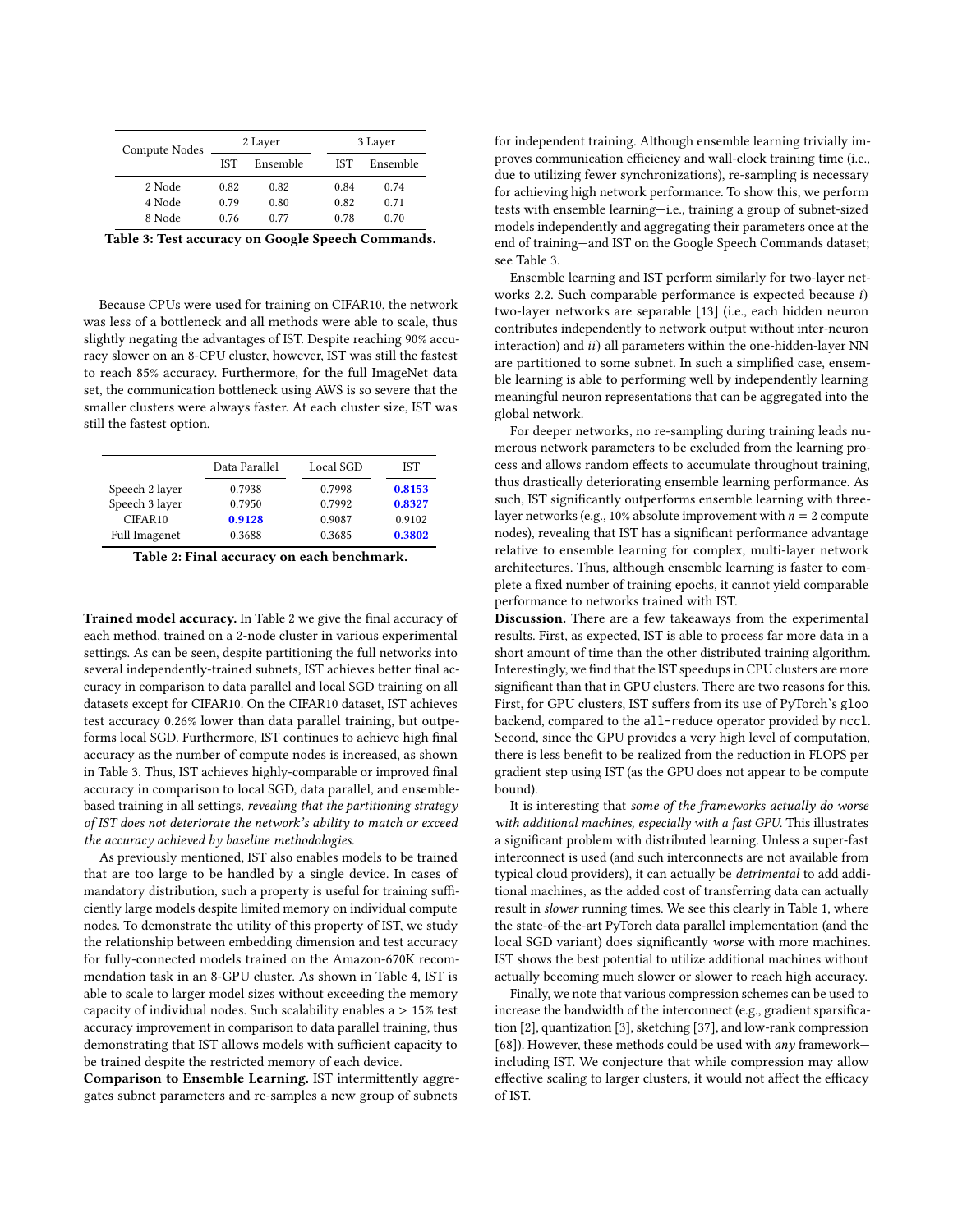| Compute Nodes | 2 Layer | | 3 Layer | |
|---|---|---|---|---|
| | IST | Ensemble | IST | Ensemble |
| 2 Node | 0.82 | 0.82 | 0.84 | 0.74 |
| 4 Node | 0.79 | 0.80 | 0.82 | 0.71 |
| 8 Node | 0.76 | 0.77 | 0.78 | 0.70 |

**Table 3: Test accuracy on Google Speech Commands.**

Because CPUs were used for training on CIFAR10, the network was less of a bottleneck and all methods were able to scale, thus slightly negating the advantages of IST. Despite reaching 90% accuracy slower on an 8-CPU cluster, however, IST was still the fastest to reach 85% accuracy. Furthermore, for the full ImageNet data set, the communication bottleneck using AWS is so severe that the smaller clusters were always faster. At each cluster size, IST was still the fastest option.

| | Data Parallel | Local SGD | IST |
|---|---|---|---|
| Speech 2 layer | 0.7938 | 0.7998 | **0.8153** |
| Speech 3 layer | 0.7950 | 0.7992 | **0.8327** |
| CIFAR10 | **0.9128** | 0.9087 | 0.9102 |
| Full Imagenet | 0.3688 | 0.3685 | **0.3802** |

**Table 2: Final accuracy on each benchmark.**

**Trained model accuracy.** In Table 2 we give the final accuracy of each method, trained on a 2-node cluster in various experimental settings. As can be seen, despite partitioning the full networks into several independently-trained subnets, IST achieves better final accuracy in comparison to data parallel and local SGD training on all datasets except for CIFAR10. On the CIFAR10 dataset, IST achieves test accuracy 0.26% lower than data parallel training, but outperforms local SGD. Furthermore, IST continues to achieve high final accuracy as the number of compute nodes is increased, as shown in Table 3. Thus, IST achieves highly-comparable or improved final accuracy in comparison to local SGD, data parallel, and ensemble-based training in all settings, *revealing that the partitioning strategy of IST does not deteriorate the network's ability to match or exceed the accuracy achieved by baseline methodologies.*

As previously mentioned, IST also enables models to be trained that are too large to be handled by a single device. In cases of mandatory distribution, such a property is useful for training sufficiently large models despite limited memory on individual compute nodes. To demonstrate the utility of this property of IST, we study the relationship between embedding dimension and test accuracy for fully-connected models trained on the Amazon-670K recommendation task in an 8-GPU cluster. As shown in Table 4, IST is able to scale to larger model sizes without exceeding the memory capacity of individual nodes. Such scalability enables a > 15% test accuracy improvement in comparison to data parallel training, thus demonstrating that IST allows models with sufficient capacity to be trained despite the restricted memory of each device.

**Comparison to Ensemble Learning.** IST intermittently aggregates subnet parameters and re-samples a new group of subnets for independent training. Although ensemble learning trivially improves communication efficiency and wall-clock training time (i.e., due to utilizing fewer synchronizations), re-sampling is necessary for achieving high network performance. To show this, we perform tests with ensemble learning—i.e., training a group of subnet-sized models independently and aggregating their parameters once at the end of training—and IST on the Google Speech Commands dataset; see Table 3.

Ensemble learning and IST perform similarly for two-layer networks 2.2. Such comparable performance is expected because *i*) two-layer networks are separable [13] (i.e., each hidden neuron contributes independently to network output without inter-neuron interaction) and *ii*) all parameters within the one-hidden-layer NN are partitioned to some subnet. In such a simplified case, ensemble learning is able to performing well by independently learning meaningful neuron representations that can be aggregated into the global network.

For deeper networks, no re-sampling during training leads numerous network parameters to be excluded from the learning process and allows random effects to accumulate throughout training, thus drastically deteriorating ensemble learning performance. As such, IST significantly outperforms ensemble learning with three-layer networks (e.g., 10% absolute improvement with $n = 2$ compute nodes), revealing that IST has a significant performance advantage relative to ensemble learning for complex, multi-layer network architectures. Thus, although ensemble learning is faster to complete a fixed number of training epochs, it cannot yield comparable performance to networks trained with IST.

**Discussion.** There are a few takeaways from the experimental results. First, as expected, IST is able to process far more data in a short amount of time than the other distributed training algorithm. Interestingly, we find that the IST speedups in CPU clusters are more significant than that in GPU clusters. There are two reasons for this. First, for GPU clusters, IST suffers from its use of PyTorch's `gloo` backend, compared to the `all-reduce` operator provided by `nccl`. Second, since the GPU provides a very high level of computation, there is less benefit to be realized from the reduction in FLOPS per gradient step using IST (as the GPU does not appear to be compute bound).

It is interesting that *some of the frameworks actually do worse with additional machines, especially with a fast GPU.* This illustrates a significant problem with distributed learning. Unless a super-fast interconnect is used (and such interconnects are not available from typical cloud providers), it can actually be *detrimental* to add additional machines, as the added cost of transferring data can actually result in *slower* running times. We see this clearly in Table 1, where the state-of-the-art PyTorch data parallel implementation (and the local SGD variant) does significantly *worse* with more machines. IST shows the best potential to utilize additional machines without actually becoming much slower or slower to reach high accuracy.

Finally, we note that various compression schemes can be used to increase the bandwidth of the interconnect (e.g., gradient sparsification [2], quantization [3], sketching [37], and low-rank compression [68]). However, these methods could be used with *any* framework—including IST. We conjecture that while compression may allow effective scaling to larger clusters, it would not affect the efficacy of IST.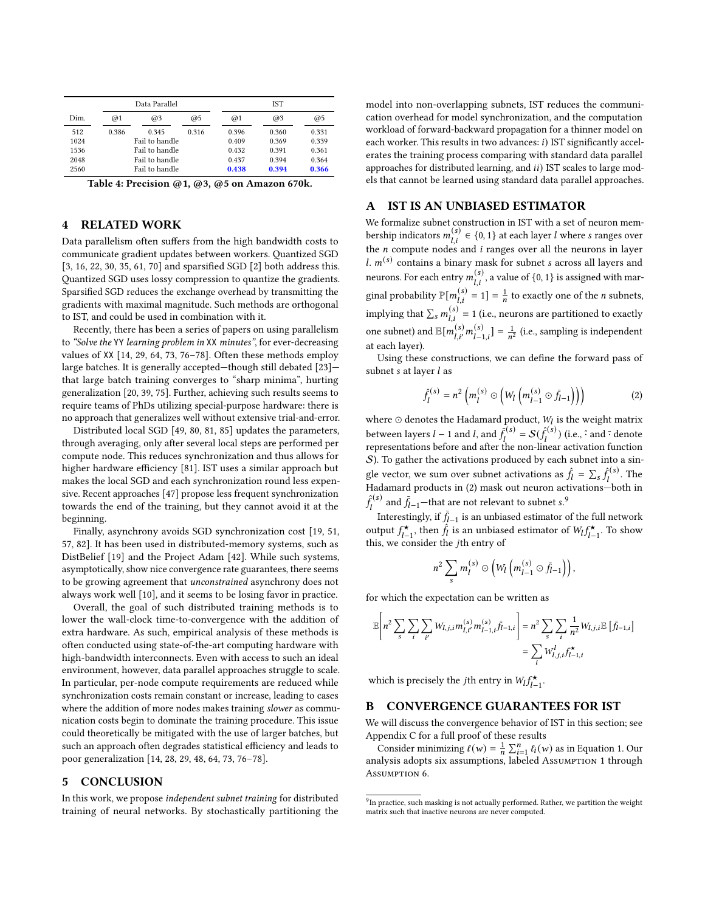| | Data Parallel | | | IST | | |
|---|---|---|---|---|---|---|
| Dim. | @1 | @3 | @5 | @1 | @3 | @5 |
| 512 | 0.386 | 0.345 | 0.316 | 0.396 | 0.360 | 0.331 |
| 1024 | | Fail to handle | | 0.409 | 0.369 | 0.339 |
| 1536 | | Fail to handle | | 0.432 | 0.391 | 0.361 |
| 2048 | | Fail to handle | | 0.437 | 0.394 | 0.364 |
| 2560 | | Fail to handle | | **0.438** | **0.394** | **0.366** |

**Table 4: Precision @1, @3, @5 on Amazon 670k.**

## 4 RELATED WORK

Data parallelism often suffers from the high bandwidth costs to communicate gradient updates between workers. Quantized SGD [3, 16, 22, 30, 35, 61, 70] and sparsified SGD [2] both address this. Quantized SGD uses lossy compression to quantize the gradients. Sparsified SGD reduces the exchange overhead by transmitting the gradients with maximal magnitude. Such methods are orthogonal to IST, and could be used in combination with it.

Recently, there has been a series of papers on using parallelism to *"Solve the* `YY` *learning problem in* `XX` *minutes"*, for ever-decreasing values of `XX` [14, 29, 64, 73, 76–78]. Often these methods employ large batches. It is generally accepted—though still debated [23]—that large batch training converges to "sharp minima", hurting generalization [20, 39, 75]. Further, achieving such results seems to require teams of PhDs utilizing special-purpose hardware: there is no approach that generalizes well without extensive trial-and-error.

Distributed local SGD [49, 80, 81, 85] updates the parameters, through averaging, only after several local steps are performed per compute node. This reduces synchronization and thus allows for higher hardware efficiency [81]. IST uses a similar approach but makes the local SGD and each synchronization round less expensive. Recent approaches [47] propose less frequent synchronization towards the end of the training, but they cannot avoid it at the beginning.

Finally, asynchrony avoids SGD synchronization cost [19, 51, 57, 82]. It has been used in distributed-memory systems, such as DistBelief [19] and the Project Adam [42]. While such systems, asymptotically, show nice convergence rate guarantees, there seems to be growing agreement that *unconstrained* asynchrony does not always work well [10], and it seems to be losing favor in practice.

Overall, the goal of such distributed training methods is to lower the wall-clock time-to-convergence with the addition of extra hardware. As such, empirical analysis of these methods is often conducted using state-of-the-art computing hardware with high-bandwidth interconnects. Even with access to such an ideal environment, however, data parallel approaches struggle to scale. In particular, per-node compute requirements are reduced while synchronization costs remain constant or increase, leading to cases where the addition of more nodes makes training *slower* as communication costs begin to dominate the training procedure. This issue could theoretically be mitigated with the use of larger batches, but such an approach often degrades statistical efficiency and leads to poor generalization [14, 28, 29, 48, 64, 73, 76–78].

## 5 CONCLUSION

In this work, we propose *independent subnet training* for distributed training of neural networks. By stochastically partitioning the model into non-overlapping subnets, IST reduces the communication overhead for model synchronization, and the computation workload of forward-backward propagation for a thinner model on each worker. This results in two advances: *i)* IST significantly accelerates the training process comparing with standard data parallel approaches for distributed learning, and *ii)* IST scales to large models that cannot be learned using standard data parallel approaches.

## A IST IS AN UNBIASED ESTIMATOR

We formalize subnet construction in IST with a set of neuron membership indicators $m_{l,i}^{(s)} \in \{0,1\}$ at each layer $l$ where $s$ ranges over the $n$ compute nodes and $i$ ranges over all the neurons in layer $l$. $m^{(s)}$ contains a binary mask for subnet $s$ across all layers and neurons. For each entry $m_{l,i}^{(s)}$, a value of $\{0,1\}$ is assigned with marginal probability $\mathbb{P}[m_{l,i}^{(s)} = 1] = \frac{1}{n}$ to exactly one of the $n$ subnets, implying that $\sum_s m_{l,i}^{(s)} = 1$ (i.e., neurons are partitioned to exactly one subnet) and $\mathbb{E}[m_{l,i'}^{(s)} m_{l-1,i}^{(s)}] = \frac{1}{n^2}$ (i.e., sampling is independent at each layer).

Using these constructions, we can define the forward pass of subnet $s$ at layer $l$ as

$$\hat{f}_l^{(s)} = n^2 \left( m_l^{(s)} \odot \left( W_l \left( m_{l-1}^{(s)} \odot \bar{f}_{l-1} \right) \right) \right) \tag{2}$$

where $\odot$ denotes the Hadamard product, $W_l$ is the weight matrix between layers $l-1$ and $l$, and $\bar{f}_l^{(s)} = \mathcal{S}(\hat{f}_l^{(s)})$ (i.e., $\hat{\cdot}$ and $\bar{\cdot}$ denote representations before and after the non-linear activation function $\mathcal{S}$). To gather the activations produced by each subnet into a single vector, we sum over subnet activations as $\hat{f}_l = \sum_s \hat{f}_l^{(s)}$. The Hadamard products in (2) mask out neuron activations—both in $\hat{f}_l^{(s)}$ and $\bar{f}_{l-1}$—that are not relevant to subnet $s$.[9]

Interestingly, if $\bar{f}_{l-1}$ is an unbiased estimator of the full network output $f_{l-1}^{\star}$, then $\hat{f}_l$ is an unbiased estimator of $W_l f_{l-1}^{\star}$. To show this, we consider the $j$th entry of

$$n^2 \sum_s m_l^{(s)} \odot \left( W_l \left( m_{l-1}^{(s)} \odot \bar{f}_{l-1} \right) \right),$$

for which the expectation can be written as

$$\mathbb{E}\left[ n^2 \sum_s \sum_i \sum_{i'} W_{l,j,i} m_{l,i'}^{(s)} m_{l-1,i}^{(s)} \bar{f}_{l-1,i} \right] = n^2 \sum_s \sum_i \frac{1}{n^2} W_{l,j,i} \mathbb{E}\left[ \bar{f}_{l-1,i} \right] = \sum_i W_{l,j,i}^{l} f_{l-1,i}^{\star}$$

which is precisely the $j$th entry in $W_l f_{l-1}^{\star}$.

## B CONVERGENCE GUARANTEES FOR IST

We will discuss the convergence behavior of IST in this section; see Appendix C for a full proof of these results

Consider minimizing $\ell(w) = \frac{1}{n} \sum_{i=1}^{n} \ell_i(w)$ as in Equation 1. Our analysis adopts six assumptions, labeled Assumption 1 through Assumption 6.

[9] In practice, such masking is not actually performed. Rather, we partition the weight matrix such that inactive neurons are never computed.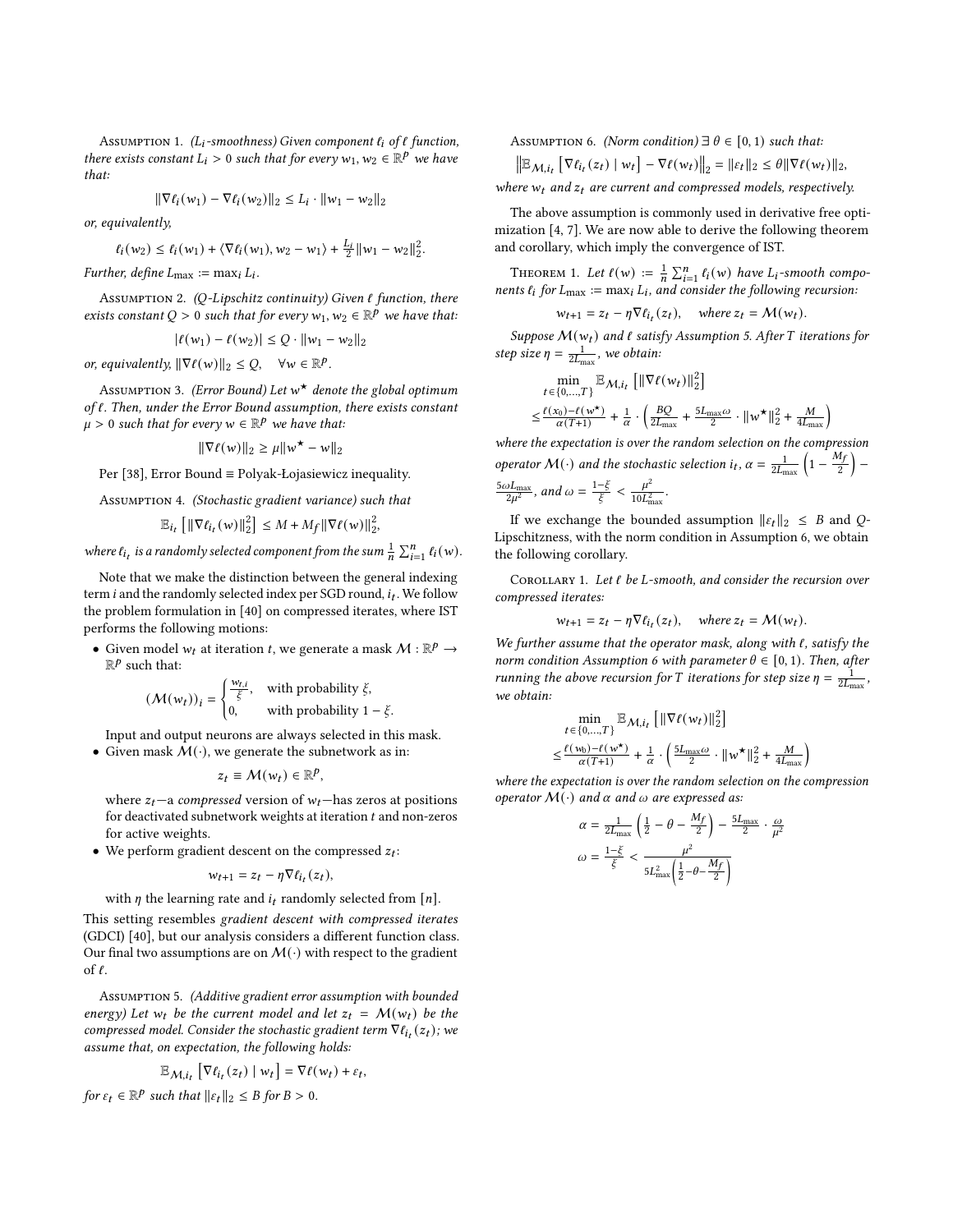Assumption 1. *($L_i$-smoothness) Given component $\ell_i$ of $\ell$ function, there exists constant $L_i > 0$ such that for every $w_1, w_2 \in \mathbb{R}^p$ we have that:*

$$\|\nabla \ell_i(w_1) - \nabla \ell_i(w_2)\|_2 \leq L_i \cdot \|w_1 - w_2\|_2$$

*or, equivalently,*

$$\ell_i(w_2) \leq \ell_i(w_1) + \langle \nabla \ell_i(w_1), w_2 - w_1 \rangle + \tfrac{L_i}{2}\|w_1 - w_2\|_2^2.$$

*Further, define $L_{\max} := \max_i L_i$.*

Assumption 2. *(Q-Lipschitz continuity) Given $\ell$ function, there exists constant $Q > 0$ such that for every $w_1, w_2 \in \mathbb{R}^p$ we have that:*

$$|\ell(w_1) - \ell(w_2)| \leq Q \cdot \|w_1 - w_2\|_2$$

*or, equivalently, $\|\nabla \ell(w)\|_2 \leq Q, \quad \forall w \in \mathbb{R}^p$.*

Assumption 3. *(Error Bound) Let $w^\star$ denote the global optimum of $\ell$. Then, under the Error Bound assumption, there exists constant $\mu > 0$ such that for every $w \in \mathbb{R}^p$ we have that:*

$$\|\nabla \ell(w)\|_2 \geq \mu \|w^\star - w\|_2$$

Per [38], Error Bound ≡ Polyak-Łojasiewicz inequality.

Assumption 4. *(Stochastic gradient variance) such that*

$$\mathbb{E}_{i_t}\left[\|\nabla \ell_{i_t}(w)\|_2^2\right] \leq M + M_f \|\nabla \ell(w)\|_2^2,$$

*where $\ell_{i_t}$ is a randomly selected component from the sum $\frac{1}{n}\sum_{i=1}^n \ell_i(w)$.*

Note that we make the distinction between the general indexing term $i$ and the randomly selected index per SGD round, $i_t$. We follow the problem formulation in [40] on compressed iterates, where IST performs the following motions:

- Given model $w_t$ at iteration $t$, we generate a mask $\mathcal{M} : \mathbb{R}^p \to \mathbb{R}^p$ such that:

$$(\mathcal{M}(w_t))_i = \begin{cases} \frac{w_{t,i}}{\xi}, & \text{with probability } \xi, \\ 0, & \text{with probability } 1 - \xi. \end{cases}$$

  Input and output neurons are always selected in this mask.
- Given mask $\mathcal{M}(\cdot)$, we generate the subnetwork as in:

$$z_t \equiv \mathcal{M}(w_t) \in \mathbb{R}^p,$$

  where $z_t$—a *compressed* version of $w_t$—has zeros at positions for deactivated subnetwork weights at iteration $t$ and non-zeros for active weights.
- We perform gradient descent on the compressed $z_t$:

$$w_{t+1} = z_t - \eta \nabla \ell_{i_t}(z_t),$$

  with $\eta$ the learning rate and $i_t$ randomly selected from $[n]$.

This setting resembles *gradient descent with compressed iterates* (GDCI) [40], but our analysis considers a different function class. Our final two assumptions are on $\mathcal{M}(\cdot)$ with respect to the gradient of $\ell$.

Assumption 5. *(Additive gradient error assumption with bounded energy) Let $w_t$ be the current model and let $z_t = \mathcal{M}(w_t)$ be the compressed model. Consider the stochastic gradient term $\nabla \ell_{i_t}(z_t)$; we assume that, on expectation, the following holds:*

$$\mathbb{E}_{\mathcal{M}, i_t}\left[\nabla \ell_{i_t}(z_t) \mid w_t\right] = \nabla \ell(w_t) + \varepsilon_t,$$

*for $\varepsilon_t \in \mathbb{R}^p$ such that $\|\varepsilon_t\|_2 \leq B$ for $B > 0$.*

Assumption 6. *(Norm condition) $\exists\, \theta \in [0, 1)$ such that:*

$$\left\|\mathbb{E}_{\mathcal{M}, i_t}\left[\nabla \ell_{i_t}(z_t) \mid w_t\right] - \nabla \ell(w_t)\right\|_2 = \|\varepsilon_t\|_2 \leq \theta \|\nabla \ell(w_t)\|_2,$$

*where $w_t$ and $z_t$ are current and compressed models, respectively.*

The above assumption is commonly used in derivative free optimization [4, 7]. We are now able to derive the following theorem and corollary, which imply the convergence of IST.

Theorem 1. *Let $\ell(w) := \frac{1}{n}\sum_{i=1}^n \ell_i(w)$ have $L_i$-smooth components $\ell_i$ for $L_{\max} := \max_i L_i$, and consider the following recursion:*

$$w_{t+1} = z_t - \eta \nabla \ell_{i_t}(z_t), \quad \text{where } z_t = \mathcal{M}(w_t).$$

*Suppose $\mathcal{M}(w_t)$ and $\ell$ satisfy Assumption 5. After $T$ iterations for step size $\eta = \frac{1}{2L_{\max}}$, we obtain:*

$$\min_{t \in \{0,\dots,T\}} \mathbb{E}_{\mathcal{M}, i_t}\left[\|\nabla \ell(w_t)\|_2^2\right]$$
$$\leq \tfrac{\ell(x_0) - \ell(w^\star)}{\alpha(T+1)} + \tfrac{1}{\alpha} \cdot \left(\tfrac{BQ}{2L_{\max}} + \tfrac{5L_{\max}\omega}{2} \cdot \|w^\star\|_2^2 + \tfrac{M}{4L_{\max}}\right)$$

*where the expectation is over the random selection on the compression operator $\mathcal{M}(\cdot)$ and the stochastic selection $i_t$, $\alpha = \frac{1}{2L_{\max}}\left(1 - \frac{M_f}{2}\right) - \frac{5\omega L_{\max}}{2\mu^2}$, and $\omega = \frac{1-\xi}{\xi} < \frac{\mu^2}{10L_{\max}^2}$.*

If we exchange the bounded assumption $\|\varepsilon_t\|_2 \leq B$ and $Q$-Lipschitzness, with the norm condition in Assumption 6, we obtain the following corollary.

Corollary 1. *Let $\ell$ be $L$-smooth, and consider the recursion over compressed iterates:*

$$w_{t+1} = z_t - \eta \nabla \ell_{i_t}(z_t), \quad \text{where } z_t = \mathcal{M}(w_t).$$

*We further assume that the operator mask, along with $\ell$, satisfy the norm condition Assumption 6 with parameter $\theta \in [0, 1)$. Then, after running the above recursion for $T$ iterations for step size $\eta = \frac{1}{2L_{\max}}$, we obtain:*

$$\min_{t \in \{0,\dots,T\}} \mathbb{E}_{\mathcal{M}, i_t}\left[\|\nabla \ell(w_t)\|_2^2\right]$$
$$\leq \tfrac{\ell(w_0) - \ell(w^\star)}{\alpha(T+1)} + \tfrac{1}{\alpha} \cdot \left(\tfrac{5L_{\max}\omega}{2} \cdot \|w^\star\|_2^2 + \tfrac{M}{4L_{\max}}\right)$$

*where the expectation is over the random selection on the compression operator $\mathcal{M}(\cdot)$ and $\alpha$ and $\omega$ are expressed as:*

$$\alpha = \tfrac{1}{2L_{\max}}\left(\tfrac{1}{2} - \theta - \tfrac{M_f}{2}\right) - \tfrac{5L_{\max}}{2} \cdot \tfrac{\omega}{\mu^2}$$
$$\omega = \tfrac{1-\xi}{\xi} < \tfrac{\mu^2}{5L_{\max}^2\left(\frac{1}{2} - \theta - \frac{M_f}{2}\right)}$$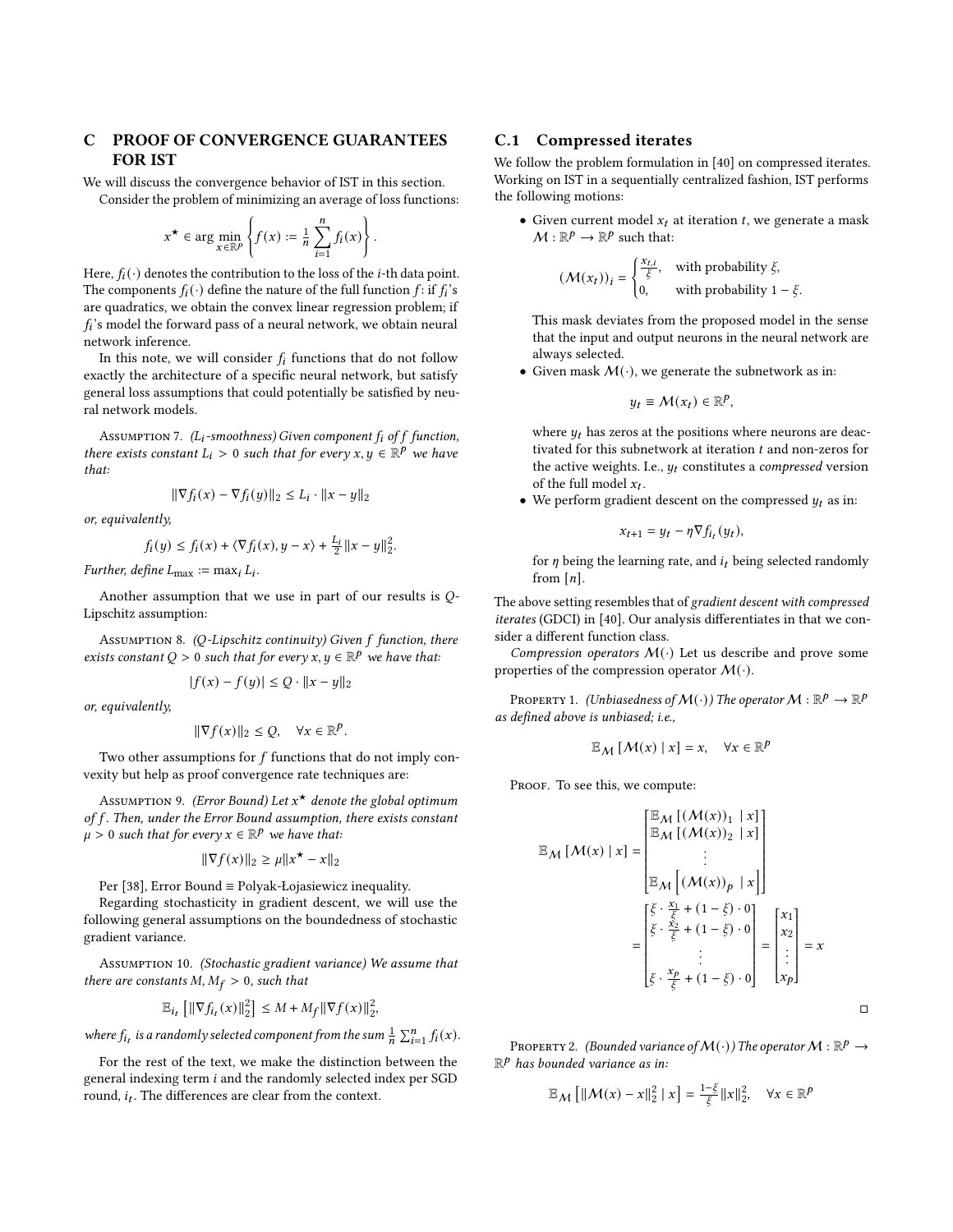# C PROOF OF CONVERGENCE GUARANTEES FOR IST

We will discuss the convergence behavior of IST in this section.

Consider the problem of minimizing an average of loss functions:

$$x^\star \in \arg\min_{x \in \mathbb{R}^p} \left\{ f(x) := \tfrac{1}{n} \sum_{i=1}^{n} f_i(x) \right\}.$$

Here, $f_i(\cdot)$ denotes the contribution to the loss of the $i$-th data point. The components $f_i(\cdot)$ define the nature of the full function $f$: if $f_i$'s are quadratics, we obtain the convex linear regression problem; if $f_i$'s model the forward pass of a neural network, we obtain neural network inference.

In this note, we will consider $f_i$ functions that do not follow exactly the architecture of a specific neural network, but satisfy general loss assumptions that could potentially be satisfied by neural network models.

Assumption 7. *($L_i$-smoothness) Given component $f_i$ of $f$ function, there exists constant $L_i > 0$ such that for every $x, y \in \mathbb{R}^p$ we have that:*

$$\|\nabla f_i(x) - \nabla f_i(y)\|_2 \leq L_i \cdot \|x - y\|_2$$

*or, equivalently,*

$$f_i(y) \leq f_i(x) + \langle \nabla f_i(x), y - x \rangle + \tfrac{L_i}{2}\|x - y\|_2^2.$$

*Further, define $L_{\max} := \max_i L_i$.*

Another assumption that we use in part of our results is $Q$-Lipschitz assumption:

Assumption 8. *($Q$-Lipschitz continuity) Given $f$ function, there exists constant $Q > 0$ such that for every $x, y \in \mathbb{R}^p$ we have that:*

$$|f(x) - f(y)| \leq Q \cdot \|x - y\|_2$$

*or, equivalently,*

$$\|\nabla f(x)\|_2 \leq Q, \quad \forall x \in \mathbb{R}^p.$$

Two other assumptions for $f$ functions that do not imply convexity but help as proof convergence rate techniques are:

Assumption 9. *(Error Bound) Let $x^\star$ denote the global optimum of $f$. Then, under the Error Bound assumption, there exists constant $\mu > 0$ such that for every $x \in \mathbb{R}^p$ we have that:*

$$\|\nabla f(x)\|_2 \geq \mu \|x^\star - x\|_2$$

Per [38], Error Bound ≡ Polyak-Łojasiewicz inequality.

Regarding stochasticity in gradient descent, we will use the following general assumptions on the boundedness of stochastic gradient variance.

Assumption 10. *(Stochastic gradient variance) We assume that there are constants $M, M_f > 0$, such that*

$$\mathbb{E}_{i_t}\left[\|\nabla f_{i_t}(x)\|_2^2\right] \leq M + M_f \|\nabla f(x)\|_2^2,$$

*where $f_{i_t}$ is a randomly selected component from the sum $\frac{1}{n}\sum_{i=1}^n f_i(x)$.*

For the rest of the text, we make the distinction between the general indexing term $i$ and the randomly selected index per SGD round, $i_t$. The differences are clear from the context.

## C.1 Compressed iterates

We follow the problem formulation in [40] on compressed iterates. Working on IST in a sequentially centralized fashion, IST performs the following motions:

- Given current model $x_t$ at iteration $t$, we generate a mask $\mathcal{M} : \mathbb{R}^p \to \mathbb{R}^p$ such that:

  $$(\mathcal{M}(x_t))_i = \begin{cases} \frac{x_{t,i}}{\xi}, & \text{with probability } \xi, \\ 0, & \text{with probability } 1 - \xi. \end{cases}$$

  This mask deviates from the proposed model in the sense that the input and output neurons in the neural network are always selected.
- Given mask $\mathcal{M}(\cdot)$, we generate the subnetwork as in:

  $$y_t \equiv \mathcal{M}(x_t) \in \mathbb{R}^p,$$

  where $y_t$ has zeros at the positions where neurons are deactivated for this subnetwork at iteration $t$ and non-zeros for the active weights. I.e., $y_t$ constitutes a *compressed* version of the full model $x_t$.
- We perform gradient descent on the compressed $y_t$ as in:

  $$x_{t+1} = y_t - \eta \nabla f_{i_t}(y_t),$$

  for $\eta$ being the learning rate, and $i_t$ being selected randomly from $[n]$.

The above setting resembles that of *gradient descent with compressed iterates* (GDCI) in [40]. Our analysis differentiates in that we consider a different function class.

*Compression operators $\mathcal{M}(\cdot)$* Let us describe and prove some properties of the compression operator $\mathcal{M}(\cdot)$.

Property 1. *(Unbiasedness of $\mathcal{M}(\cdot)$) The operator $\mathcal{M} : \mathbb{R}^p \to \mathbb{R}^p$ as defined above is unbiased; i.e.,*

$$\mathbb{E}_{\mathcal{M}}\left[\mathcal{M}(x) \mid x\right] = x, \quad \forall x \in \mathbb{R}^p$$

Proof. To see this, we compute:

$$\mathbb{E}_{\mathcal{M}}\left[\mathcal{M}(x) \mid x\right] = \begin{bmatrix} \mathbb{E}_{\mathcal{M}}\left[(\mathcal{M}(x))_1 \mid x\right] \\ \mathbb{E}_{\mathcal{M}}\left[(\mathcal{M}(x))_2 \mid x\right] \\ \vdots \\ \mathbb{E}_{\mathcal{M}}\left[(\mathcal{M}(x))_p \mid x\right] \end{bmatrix} = \begin{bmatrix} \xi \cdot \frac{x_1}{\xi} + (1-\xi) \cdot 0 \\ \xi \cdot \frac{x_2}{\xi} + (1-\xi) \cdot 0 \\ \vdots \\ \xi \cdot \frac{x_p}{\xi} + (1-\xi) \cdot 0 \end{bmatrix} = \begin{bmatrix} x_1 \\ x_2 \\ \vdots \\ x_p \end{bmatrix} = x$$

□

Property 2. *(Bounded variance of $\mathcal{M}(\cdot)$) The operator $\mathcal{M} : \mathbb{R}^p \to \mathbb{R}^p$ has bounded variance as in:*

$$\mathbb{E}_{\mathcal{M}}\left[\|\mathcal{M}(x) - x\|_2^2 \mid x\right] = \tfrac{1-\xi}{\xi}\|x\|_2^2, \quad \forall x \in \mathbb{R}^p$$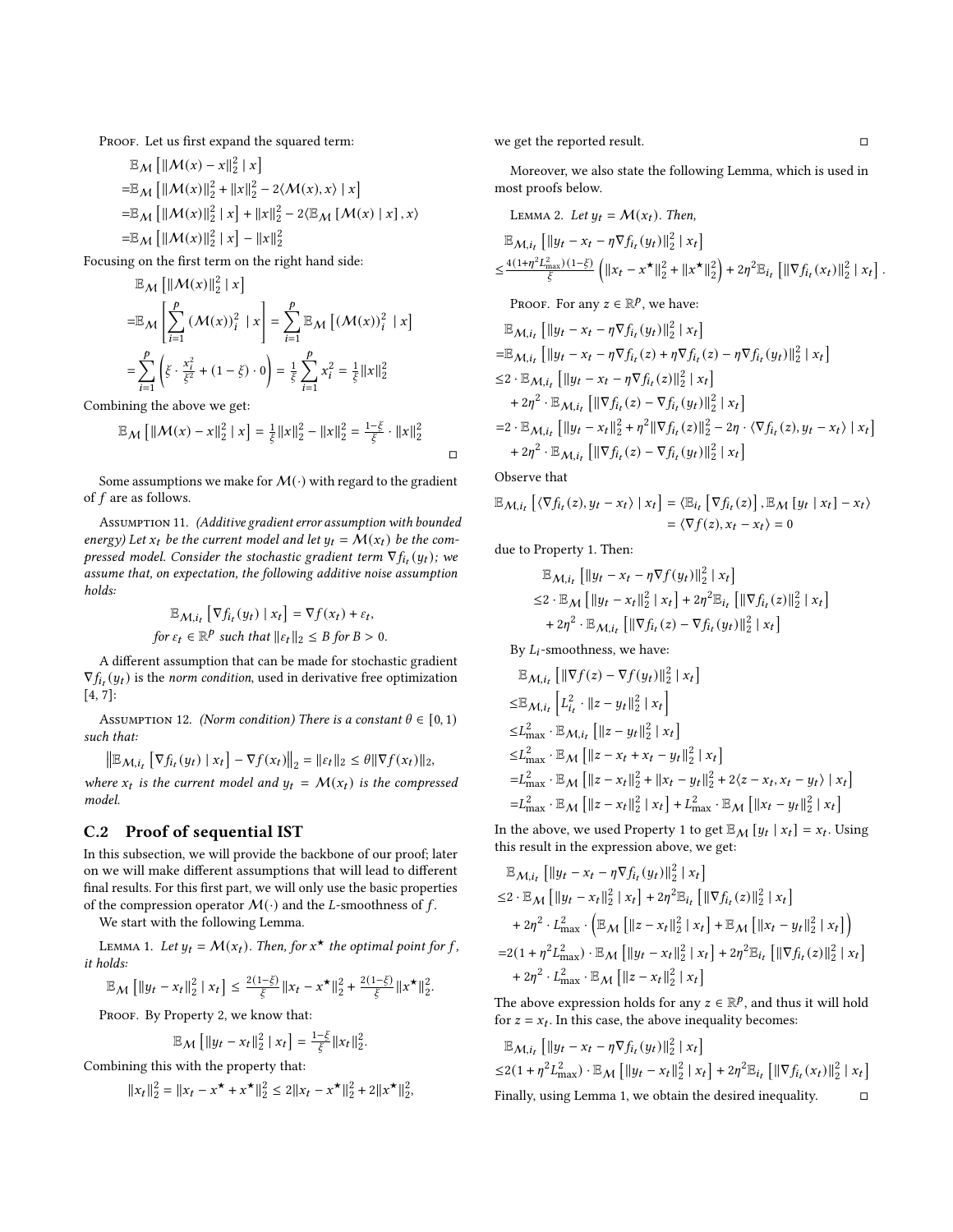Proof. Let us first expand the squared term:

$$
\begin{aligned}
&\mathbb{E}_{\mathcal{M}}\left[\|\mathcal{M}(x)-x\|_2^2 \mid x\right] \\
=&\mathbb{E}_{\mathcal{M}}\left[\|\mathcal{M}(x)\|_2^2+\|x\|_2^2-2\langle\mathcal{M}(x), x\rangle \mid x\right] \\
=&\mathbb{E}_{\mathcal{M}}\left[\|\mathcal{M}(x)\|_2^2 \mid x\right]+\|x\|_2^2-2\langle\mathbb{E}_{\mathcal{M}}[\mathcal{M}(x) \mid x], x\rangle \\
=&\mathbb{E}_{\mathcal{M}}\left[\|\mathcal{M}(x)\|_2^2 \mid x\right]-\|x\|_2^2
\end{aligned}
$$

Focusing on the first term on the right hand side:

$$
\begin{aligned}
&\mathbb{E}_{\mathcal{M}}\left[\|\mathcal{M}(x)\|_2^2 \mid x\right] \\
=&\mathbb{E}_{\mathcal{M}}\left[\sum_{i=1}^{p}(\mathcal{M}(x))_i^2 \mid x\right]=\sum_{i=1}^{p}\mathbb{E}_{\mathcal{M}}\left[(\mathcal{M}(x))_i^2 \mid x\right] \\
=&\sum_{i=1}^{p}\left(\xi\cdot\frac{x_i^2}{\xi^2}+(1-\xi)\cdot 0\right)=\frac{1}{\xi}\sum_{i=1}^{p}x_i^2=\frac{1}{\xi}\|x\|_2^2
\end{aligned}
$$

Combining the above we get:

$$
\mathbb{E}_{\mathcal{M}}\left[\|\mathcal{M}(x)-x\|_2^2 \mid x\right]=\tfrac{1}{\xi}\|x\|_2^2-\|x\|_2^2=\tfrac{1-\xi}{\xi}\cdot\|x\|_2^2
$$

□

Some assumptions we make for $\mathcal{M}(\cdot)$ with regard to the gradient of $f$ are as follows.

Assumption 11. *(Additive gradient error assumption with bounded energy) Let $x_t$ be the current model and let $y_t=\mathcal{M}(x_t)$ be the compressed model. Consider the stochastic gradient term $\nabla f_{i_t}(y_t)$; we assume that, on expectation, the following additive noise assumption holds:*

$$
\mathbb{E}_{\mathcal{M},i_t}\left[\nabla f_{i_t}(y_t) \mid x_t\right]=\nabla f(x_t)+\varepsilon_t,
$$
$$
\text{for } \varepsilon_t\in\mathbb{R}^p \text{ such that } \|\varepsilon_t\|_2\leq B \text{ for } B>0.
$$

A different assumption that can be made for stochastic gradient $\nabla f_{i_t}(y_t)$ is the *norm condition*, used in derivative free optimization [4, 7]:

Assumption 12. *(Norm condition) There is a constant $\theta\in[0,1)$ such that:*

$$
\left\|\mathbb{E}_{\mathcal{M},i_t}\left[\nabla f_{i_t}(y_t) \mid x_t\right]-\nabla f(x_t)\right\|_2=\|\varepsilon_t\|_2\leq\theta\|\nabla f(x_t)\|_2,
$$

*where $x_t$ is the current model and $y_t=\mathcal{M}(x_t)$ is the compressed model.*

## C.2 Proof of sequential IST

In this subsection, we will provide the backbone of our proof; later on we will make different assumptions that will lead to different final results. For this first part, we will only use the basic properties of the compression operator $\mathcal{M}(\cdot)$ and the $L$-smoothness of $f$.

We start with the following Lemma.

Lemma 1. *Let $y_t=\mathcal{M}(x_t)$. Then, for $x^\star$ the optimal point for $f$, it holds:*

$$
\mathbb{E}_{\mathcal{M}}\left[\|y_t-x_t\|_2^2 \mid x_t\right]\leq\tfrac{2(1-\xi)}{\xi}\|x_t-x^\star\|_2^2+\tfrac{2(1-\xi)}{\xi}\|x^\star\|_2^2.
$$

Proof. By Property 2, we know that:

$$
\mathbb{E}_{\mathcal{M}}\left[\|y_t-x_t\|_2^2 \mid x_t\right]=\tfrac{1-\xi}{\xi}\|x_t\|_2^2.
$$

Combining this with the property that:

$$
\|x_t\|_2^2=\|x_t-x^\star+x^\star\|_2^2\leq 2\|x_t-x^\star\|_2^2+2\|x^\star\|_2^2,
$$

we get the reported result. □

Moreover, we also state the following Lemma, which is used in most proofs below.

Lemma 2. *Let $y_t=\mathcal{M}(x_t)$. Then,*

$$
\begin{aligned}
&\mathbb{E}_{\mathcal{M},i_t}\left[\|y_t-x_t-\eta\nabla f_{i_t}(y_t)\|_2^2 \mid x_t\right] \\
\leq&\tfrac{4(1+\eta^2L_{\max}^2)(1-\xi)}{\xi}\left(\|x_t-x^\star\|_2^2+\|x^\star\|_2^2\right)+2\eta^2\mathbb{E}_{i_t}\left[\|\nabla f_{i_t}(x_t)\|_2^2 \mid x_t\right].
\end{aligned}
$$

Proof. For any $z\in\mathbb{R}^p$, we have:

$$
\begin{aligned}
&\mathbb{E}_{\mathcal{M},i_t}\left[\|y_t-x_t-\eta\nabla f_{i_t}(y_t)\|_2^2 \mid x_t\right] \\
=&\mathbb{E}_{\mathcal{M},i_t}\left[\|y_t-x_t-\eta\nabla f_{i_t}(z)+\eta\nabla f_{i_t}(z)-\eta\nabla f_{i_t}(y_t)\|_2^2 \mid x_t\right] \\
\leq&2\cdot\mathbb{E}_{\mathcal{M},i_t}\left[\|y_t-x_t-\eta\nabla f_{i_t}(z)\|_2^2 \mid x_t\right] \\
&+2\eta^2\cdot\mathbb{E}_{\mathcal{M},i_t}\left[\|\nabla f_{i_t}(z)-\nabla f_{i_t}(y_t)\|_2^2 \mid x_t\right] \\
=&2\cdot\mathbb{E}_{\mathcal{M},i_t}\left[\|y_t-x_t\|_2^2+\eta^2\|\nabla f_{i_t}(z)\|_2^2-2\eta\cdot\langle\nabla f_{i_t}(z), y_t-x_t\rangle \mid x_t\right] \\
&+2\eta^2\cdot\mathbb{E}_{\mathcal{M},i_t}\left[\|\nabla f_{i_t}(z)-\nabla f_{i_t}(y_t)\|_2^2 \mid x_t\right]
\end{aligned}
$$

Observe that

$$
\begin{aligned}
\mathbb{E}_{\mathcal{M},i_t}\left[\langle\nabla f_{i_t}(z), y_t-x_t\rangle \mid x_t\right]&=\langle\mathbb{E}_{i_t}\left[\nabla f_{i_t}(z)\right],\mathbb{E}_{\mathcal{M}}\left[y_t \mid x_t\right]-x_t\rangle \\
&=\langle\nabla f(z), x_t-x_t\rangle=0
\end{aligned}
$$

due to Property 1. Then:

$$
\begin{aligned}
&\mathbb{E}_{\mathcal{M},i_t}\left[\|y_t-x_t-\eta\nabla f(y_t)\|_2^2 \mid x_t\right] \\
\leq&2\cdot\mathbb{E}_{\mathcal{M}}\left[\|y_t-x_t\|_2^2 \mid x_t\right]+2\eta^2\mathbb{E}_{i_t}\left[\|\nabla f_{i_t}(z)\|_2^2 \mid x_t\right] \\
&+2\eta^2\cdot\mathbb{E}_{\mathcal{M},i_t}\left[\|\nabla f_{i_t}(z)-\nabla f_{i_t}(y_t)\|_2^2 \mid x_t\right]
\end{aligned}
$$

By $L_i$-smoothness, we have:

$$
\begin{aligned}
&\mathbb{E}_{\mathcal{M},i_t}\left[\|\nabla f(z)-\nabla f(y_t)\|_2^2 \mid x_t\right] \\
\leq&\mathbb{E}_{\mathcal{M},i_t}\left[L_{i_t}^2\cdot\|z-y_t\|_2^2 \mid x_t\right] \\
\leq&L_{\max}^2\cdot\mathbb{E}_{\mathcal{M},i_t}\left[\|z-y_t\|_2^2 \mid x_t\right] \\
\leq&L_{\max}^2\cdot\mathbb{E}_{\mathcal{M}}\left[\|z-x_t+x_t-y_t\|_2^2 \mid x_t\right] \\
=&L_{\max}^2\cdot\mathbb{E}_{\mathcal{M}}\left[\|z-x_t\|_2^2+\|x_t-y_t\|_2^2+2\langle z-x_t, x_t-y_t\rangle \mid x_t\right] \\
=&L_{\max}^2\cdot\mathbb{E}_{\mathcal{M}}\left[\|z-x_t\|_2^2 \mid x_t\right]+L_{\max}^2\cdot\mathbb{E}_{\mathcal{M}}\left[\|x_t-y_t\|_2^2 \mid x_t\right]
\end{aligned}
$$

In the above, we used Property 1 to get $\mathbb{E}_{\mathcal{M}}[y_t \mid x_t]=x_t$. Using this result in the expression above, we get:

$$
\begin{aligned}
&\mathbb{E}_{\mathcal{M},i_t}\left[\|y_t-x_t-\eta\nabla f_{i_t}(y_t)\|_2^2 \mid x_t\right] \\
\leq&2\cdot\mathbb{E}_{\mathcal{M}}\left[\|y_t-x_t\|_2^2 \mid x_t\right]+2\eta^2\mathbb{E}_{i_t}\left[\|\nabla f_{i_t}(z)\|_2^2 \mid x_t\right] \\
&+2\eta^2\cdot L_{\max}^2\cdot\left(\mathbb{E}_{\mathcal{M}}\left[\|z-x_t\|_2^2 \mid x_t\right]+\mathbb{E}_{\mathcal{M}}\left[\|x_t-y_t\|_2^2 \mid x_t\right]\right) \\
=&2(1+\eta^2L_{\max}^2)\cdot\mathbb{E}_{\mathcal{M}}\left[\|y_t-x_t\|_2^2 \mid x_t\right]+2\eta^2\mathbb{E}_{i_t}\left[\|\nabla f_{i_t}(z)\|_2^2 \mid x_t\right] \\
&+2\eta^2\cdot L_{\max}^2\cdot\mathbb{E}_{\mathcal{M}}\left[\|z-x_t\|_2^2 \mid x_t\right]
\end{aligned}
$$

The above expression holds for any $z\in\mathbb{R}^p$, and thus it will hold for $z=x_t$. In this case, the above inequality becomes:

$$
\begin{aligned}
&\mathbb{E}_{\mathcal{M},i_t}\left[\|y_t-x_t-\eta\nabla f_{i_t}(y_t)\|_2^2 \mid x_t\right] \\
\leq&2(1+\eta^2L_{\max}^2)\cdot\mathbb{E}_{\mathcal{M}}\left[\|y_t-x_t\|_2^2 \mid x_t\right]+2\eta^2\mathbb{E}_{i_t}\left[\|\nabla f_{i_t}(x_t)\|_2^2 \mid x_t\right]
\end{aligned}
$$

Finally, using Lemma 1, we obtain the desired inequality. □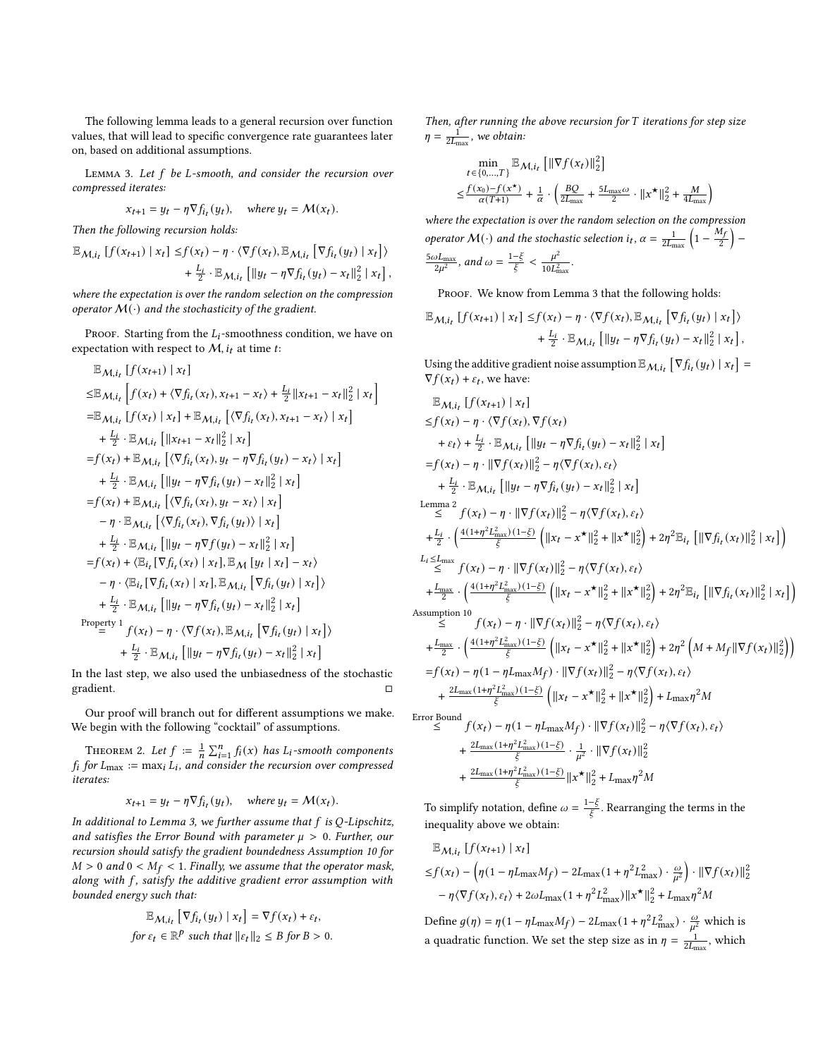The following lemma leads to a general recursion over function values, that will lead to specific convergence rate guarantees later on, based on additional assumptions.

Lemma 3. *Let $f$ be $L$-smooth, and consider the recursion over compressed iterates:*

$$x_{t+1} = y_t - \eta \nabla f_{i_t}(y_t), \quad \text{where } y_t = \mathcal{M}(x_t).$$

*Then the following recursion holds:*

$$\mathbb{E}_{\mathcal{M}, i_t}\left[f(x_{t+1}) \mid x_t\right] \leq f(x_t) - \eta \cdot \langle \nabla f(x_t), \mathbb{E}_{\mathcal{M}, i_t}\left[\nabla f_{i_t}(y_t) \mid x_t\right]\rangle + \tfrac{L_i}{2} \cdot \mathbb{E}_{\mathcal{M}, i_t}\left[\|y_t - \eta \nabla f_{i_t}(y_t) - x_t\|_2^2 \mid x_t\right],$$

*where the expectation is over the random selection on the compression operator $\mathcal{M}(\cdot)$ and the stochasticity of the gradient.*

Proof. Starting from the $L_i$-smoothness condition, we have on expectation with respect to $\mathcal{M}, i_t$ at time $t$:

$$\begin{aligned}
&\mathbb{E}_{\mathcal{M}, i_t}\left[f(x_{t+1}) \mid x_t\right] \\
\leq& \mathbb{E}_{\mathcal{M}, i_t}\left[f(x_t) + \langle \nabla f_{i_t}(x_t), x_{t+1} - x_t\rangle + \tfrac{L_i}{2}\|x_{t+1} - x_t\|_2^2 \mid x_t\right] \\
=& \mathbb{E}_{\mathcal{M}, i_t}\left[f(x_t) \mid x_t\right] + \mathbb{E}_{\mathcal{M}, i_t}\left[\langle \nabla f_{i_t}(x_t), x_{t+1} - x_t\rangle \mid x_t\right] \\
&+ \tfrac{L_i}{2} \cdot \mathbb{E}_{\mathcal{M}, i_t}\left[\|x_{t+1} - x_t\|_2^2 \mid x_t\right] \\
=& f(x_t) + \mathbb{E}_{\mathcal{M}, i_t}\left[\langle \nabla f_{i_t}(x_t), y_t - \eta \nabla f_{i_t}(y_t) - x_t\rangle \mid x_t\right] \\
&+ \tfrac{L_i}{2} \cdot \mathbb{E}_{\mathcal{M}, i_t}\left[\|y_t - \eta \nabla f_{i_t}(y_t) - x_t\|_2^2 \mid x_t\right] \\
=& f(x_t) + \mathbb{E}_{\mathcal{M}, i_t}\left[\langle \nabla f_{i_t}(x_t), y_t - x_t\rangle \mid x_t\right] \\
&- \eta \cdot \mathbb{E}_{\mathcal{M}, i_t}\left[\langle \nabla f_{i_t}(x_t), \nabla f_{i_t}(y_t)\rangle \mid x_t\right] \\
&+ \tfrac{L_i}{2} \cdot \mathbb{E}_{\mathcal{M}, i_t}\left[\|y_t - \eta \nabla f(y_t) - x_t\|_2^2 \mid x_t\right] \\
=& f(x_t) + \langle \mathbb{E}_{i_t}[\nabla f_{i_t}(x_t) \mid x_t], \mathbb{E}_{\mathcal{M}}\left[y_t \mid x_t\right] - x_t\rangle \\
&- \eta \cdot \langle \mathbb{E}_{i_t}[\nabla f_{i_t}(x_t) \mid x_t], \mathbb{E}_{\mathcal{M}, i_t}\left[\nabla f_{i_t}(y_t) \mid x_t\right]\rangle \\
&+ \tfrac{L_i}{2} \cdot \mathbb{E}_{\mathcal{M}, i_t}\left[\|y_t - \eta \nabla f_{i_t}(y_t) - x_t\|_2^2 \mid x_t\right] \\
\overset{\text{Property 1}}{=}& f(x_t) - \eta \cdot \langle \nabla f(x_t), \mathbb{E}_{\mathcal{M}, i_t}\left[\nabla f_{i_t}(y_t) \mid x_t\right]\rangle \\
&+ \tfrac{L_i}{2} \cdot \mathbb{E}_{\mathcal{M}, i_t}\left[\|y_t - \eta \nabla f_{i_t}(y_t) - x_t\|_2^2 \mid x_t\right]
\end{aligned}$$

In the last step, we also used the unbiasedness of the stochastic gradient. □

Our proof will branch out for different assumptions we make. We begin with the following "cocktail" of assumptions.

Theorem 2. *Let $f := \frac{1}{n}\sum_{i=1}^n f_i(x)$ has $L_i$-smooth components $f_i$ for $L_{\max} := \max_i L_i$, and consider the recursion over compressed iterates:*

$$x_{t+1} = y_t - \eta \nabla f_{i_t}(y_t), \quad \text{where } y_t = \mathcal{M}(x_t).$$

*In additional to Lemma 3, we further assume that $f$ is $Q$-Lipschitz, and satisfies the Error Bound with parameter $\mu > 0$. Further, our recursion should satisfy the gradient boundedness Assumption 10 for $M > 0$ and $0 < M_f < 1$. Finally, we assume that the operator mask, along with $f$, satisfy the additive gradient error assumption with bounded energy such that:*

$$\mathbb{E}_{\mathcal{M}, i_t}\left[\nabla f_{i_t}(y_t) \mid x_t\right] = \nabla f(x_t) + \varepsilon_t,$$

*for $\varepsilon_t \in \mathbb{R}^p$ such that $\|\varepsilon_t\|_2 \leq B$ for $B > 0$.*

*Then, after running the above recursion for $T$ iterations for step size $\eta = \frac{1}{2L_{\max}}$, we obtain:*

$$\begin{aligned}
&\min_{t \in \{0, \dots, T\}} \mathbb{E}_{\mathcal{M}, i_t}\left[\|\nabla f(x_t)\|_2^2\right] \\
\leq& \frac{f(x_0) - f(x^\star)}{\alpha(T+1)} + \frac{1}{\alpha} \cdot \left(\frac{BQ}{2L_{\max}} + \frac{5L_{\max}\omega}{2} \cdot \|x^\star\|_2^2 + \frac{M}{4L_{\max}}\right)
\end{aligned}$$

*where the expectation is over the random selection on the compression operator $\mathcal{M}(\cdot)$ and the stochastic selection $i_t$, $\alpha = \frac{1}{2L_{\max}}\left(1 - \frac{M_f}{2}\right) - \frac{5\omega L_{\max}}{2\mu^2}$, and $\omega = \frac{1-\xi}{\xi} < \frac{\mu^2}{10L_{\max}^2}$.*

Proof. We know from Lemma 3 that the following holds:

$$\mathbb{E}_{\mathcal{M}, i_t}\left[f(x_{t+1}) \mid x_t\right] \leq f(x_t) - \eta \cdot \langle \nabla f(x_t), \mathbb{E}_{\mathcal{M}, i_t}\left[\nabla f_{i_t}(y_t) \mid x_t\right]\rangle + \tfrac{L_i}{2} \cdot \mathbb{E}_{\mathcal{M}, i_t}\left[\|y_t - \eta \nabla f_{i_t}(y_t) - x_t\|_2^2 \mid x_t\right],$$

Using the additive gradient noise assumption $\mathbb{E}_{\mathcal{M}, i_t}\left[\nabla f_{i_t}(y_t) \mid x_t\right] = \nabla f(x_t) + \varepsilon_t$, we have:

$$\begin{aligned}
&\mathbb{E}_{\mathcal{M}, i_t}\left[f(x_{t+1}) \mid x_t\right] \\
\leq& f(x_t) - \eta \cdot \langle \nabla f(x_t), \nabla f(x_t) + \varepsilon_t\rangle + \tfrac{L_i}{2} \cdot \mathbb{E}_{\mathcal{M}, i_t}\left[\|y_t - \eta \nabla f_{i_t}(y_t) - x_t\|_2^2 \mid x_t\right] \\
=& f(x_t) - \eta \cdot \|\nabla f(x_t)\|_2^2 - \eta \langle \nabla f(x_t), \varepsilon_t\rangle \\
&+ \tfrac{L_i}{2} \cdot \mathbb{E}_{\mathcal{M}, i_t}\left[\|y_t - \eta \nabla f_{i_t}(y_t) - x_t\|_2^2 \mid x_t\right] \\
\overset{\text{Lemma 2}}{\leq}& f(x_t) - \eta \cdot \|\nabla f(x_t)\|_2^2 - \eta \langle \nabla f(x_t), \varepsilon_t\rangle \\
&+ \tfrac{L_i}{2} \cdot \left(\tfrac{4(1+\eta^2 L_{\max}^2)(1-\xi)}{\xi}\left(\|x_t - x^\star\|_2^2 + \|x^\star\|_2^2\right) + 2\eta^2 \mathbb{E}_{i_t}\left[\|\nabla f_{i_t}(x_t)\|_2^2 \mid x_t\right]\right) \\
\overset{L_i \leq L_{\max}}{\leq}& f(x_t) - \eta \cdot \|\nabla f(x_t)\|_2^2 - \eta \langle \nabla f(x_t), \varepsilon_t\rangle \\
&+ \tfrac{L_{\max}}{2} \cdot \left(\tfrac{4(1+\eta^2 L_{\max}^2)(1-\xi)}{\xi}\left(\|x_t - x^\star\|_2^2 + \|x^\star\|_2^2\right) + 2\eta^2 \mathbb{E}_{i_t}\left[\|\nabla f_{i_t}(x_t)\|_2^2 \mid x_t\right]\right) \\
\overset{\text{Assumption 10}}{\leq}& f(x_t) - \eta \cdot \|\nabla f(x_t)\|_2^2 - \eta \langle \nabla f(x_t), \varepsilon_t\rangle \\
&+ \tfrac{L_{\max}}{2} \cdot \left(\tfrac{4(1+\eta^2 L_{\max}^2)(1-\xi)}{\xi}\left(\|x_t - x^\star\|_2^2 + \|x^\star\|_2^2\right) + 2\eta^2\left(M + M_f\|\nabla f(x_t)\|_2^2\right)\right) \\
=& f(x_t) - \eta(1 - \eta L_{\max} M_f) \cdot \|\nabla f(x_t)\|_2^2 - \eta \langle \nabla f(x_t), \varepsilon_t\rangle \\
&+ \tfrac{2L_{\max}(1+\eta^2 L_{\max}^2)(1-\xi)}{\xi}\left(\|x_t - x^\star\|_2^2 + \|x^\star\|_2^2\right) + L_{\max}\eta^2 M \\
\overset{\text{Error Bound}}{\leq}& f(x_t) - \eta(1 - \eta L_{\max} M_f) \cdot \|\nabla f(x_t)\|_2^2 - \eta \langle \nabla f(x_t), \varepsilon_t\rangle \\
&+ \tfrac{2L_{\max}(1+\eta^2 L_{\max}^2)(1-\xi)}{\xi} \cdot \tfrac{1}{\mu^2} \cdot \|\nabla f(x_t)\|_2^2 \\
&+ \tfrac{2L_{\max}(1+\eta^2 L_{\max}^2)(1-\xi)}{\xi}\|x^\star\|_2^2 + L_{\max}\eta^2 M
\end{aligned}$$

To simplify notation, define $\omega = \frac{1-\xi}{\xi}$. Rearranging the terms in the inequality above we obtain:

$$\begin{aligned}
&\mathbb{E}_{\mathcal{M}, i_t}\left[f(x_{t+1}) \mid x_t\right] \\
\leq& f(x_t) - \left(\eta(1 - \eta L_{\max} M_f) - 2L_{\max}(1 + \eta^2 L_{\max}^2) \cdot \tfrac{\omega}{\mu^2}\right) \cdot \|\nabla f(x_t)\|_2^2 \\
&- \eta \langle \nabla f(x_t), \varepsilon_t\rangle + 2\omega L_{\max}(1 + \eta^2 L_{\max}^2)\|x^\star\|_2^2 + L_{\max}\eta^2 M
\end{aligned}$$

Define $g(\eta) = \eta(1 - \eta L_{\max} M_f) - 2L_{\max}(1 + \eta^2 L_{\max}^2) \cdot \frac{\omega}{\mu^2}$ which is a quadratic function. We set the step size as in $\eta = \frac{1}{2L_{\max}}$, which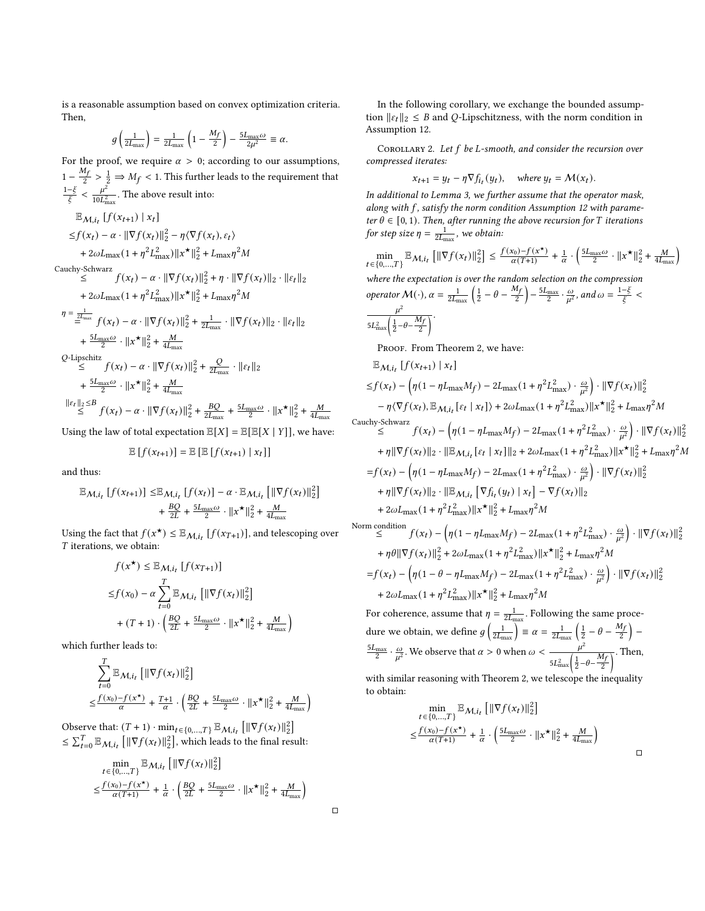is a reasonable assumption based on convex optimization criteria. Then,

$$g\left(\tfrac{1}{2L_{\max}}\right) = \tfrac{1}{2L_{\max}}\left(1 - \tfrac{M_f}{2}\right) - \tfrac{5L_{\max}\omega}{2\mu^2} \equiv \alpha.$$

For the proof, we require $\alpha > 0$; according to our assumptions, $1 - \frac{M_f}{2} > \frac{1}{2} \Rightarrow M_f < 1$. This further leads to the requirement that $\frac{1-\xi}{\xi} < \frac{\mu^2}{10L_{\max}^2}$. The above result into:

$$\begin{aligned}
&\mathbb{E}_{\mathcal{M},i_t}\left[f(x_{t+1}) \mid x_t\right] \\
\leq& f(x_t) - \alpha \cdot \|\nabla f(x_t)\|_2^2 - \eta\langle \nabla f(x_t), \varepsilon_t\rangle \\
&+ 2\omega L_{\max}(1+\eta^2 L_{\max}^2)\|x^\star\|_2^2 + L_{\max}\eta^2 M \\
\overset{\text{Cauchy-Schwarz}}{\leq}& f(x_t) - \alpha \cdot \|\nabla f(x_t)\|_2^2 + \eta \cdot \|\nabla f(x_t)\|_2 \cdot \|\varepsilon_t\|_2 \\
&+ 2\omega L_{\max}(1+\eta^2 L_{\max}^2)\|x^\star\|_2^2 + L_{\max}\eta^2 M \\
\overset{\eta = \frac{1}{2L_{\max}}}{=}& f(x_t) - \alpha \cdot \|\nabla f(x_t)\|_2^2 + \tfrac{1}{2L_{\max}} \cdot \|\nabla f(x_t)\|_2 \cdot \|\varepsilon_t\|_2 \\
&+ \tfrac{5L_{\max}\omega}{2} \cdot \|x^\star\|_2^2 + \tfrac{M}{4L_{\max}} \\
\overset{Q\text{-Lipschitz}}{\leq}& f(x_t) - \alpha \cdot \|\nabla f(x_t)\|_2^2 + \tfrac{Q}{2L_{\max}} \cdot \|\varepsilon_t\|_2 \\
&+ \tfrac{5L_{\max}\omega}{2} \cdot \|x^\star\|_2^2 + \tfrac{M}{4L_{\max}} \\
\overset{\|\varepsilon_t\|_2 \leq B}{\leq}& f(x_t) - \alpha \cdot \|\nabla f(x_t)\|_2^2 + \tfrac{BQ}{2L_{\max}} + \tfrac{5L_{\max}\omega}{2} \cdot \|x^\star\|_2^2 + \tfrac{M}{4L_{\max}}
\end{aligned}$$

Using the law of total expectation $\mathbb{E}[X] = \mathbb{E}[\mathbb{E}[X \mid Y]]$, we have:

$$\mathbb{E}\left[f(x_{t+1})\right] = \mathbb{E}\left[\mathbb{E}\left[f(x_{t+1}) \mid x_t\right]\right]$$

and thus:

$$\begin{aligned}
\mathbb{E}_{\mathcal{M},i_t}\left[f(x_{t+1})\right] \leq& \mathbb{E}_{\mathcal{M},i_t}\left[f(x_t)\right] - \alpha \cdot \mathbb{E}_{\mathcal{M},i_t}\left[\|\nabla f(x_t)\|_2^2\right] \\
&+ \tfrac{BQ}{2L} + \tfrac{5L_{\max}\omega}{2} \cdot \|x^\star\|_2^2 + \tfrac{M}{4L_{\max}}
\end{aligned}$$

Using the fact that $f(x^\star) \leq \mathbb{E}_{\mathcal{M},i_t}\left[f(x_{T+1})\right]$, and telescoping over $T$ iterations, we obtain:

$$\begin{aligned}
f(x^\star) \leq& \mathbb{E}_{\mathcal{M},i_t}\left[f(x_{T+1})\right] \\
\leq& f(x_0) - \alpha \sum_{t=0}^{T} \mathbb{E}_{\mathcal{M},i_t}\left[\|\nabla f(x_t)\|_2^2\right] \\
&+ (T+1) \cdot \left(\tfrac{BQ}{2L} + \tfrac{5L_{\max}\omega}{2} \cdot \|x^\star\|_2^2 + \tfrac{M}{4L_{\max}}\right)
\end{aligned}$$

which further leads to:

$$\begin{aligned}
&\sum_{t=0}^{T} \mathbb{E}_{\mathcal{M},i_t}\left[\|\nabla f(x_t)\|_2^2\right] \\
\leq& \tfrac{f(x_0) - f(x^\star)}{\alpha} + \tfrac{T+1}{\alpha} \cdot \left(\tfrac{BQ}{2L} + \tfrac{5L_{\max}\omega}{2} \cdot \|x^\star\|_2^2 + \tfrac{M}{4L_{\max}}\right)
\end{aligned}$$

Observe that: $(T+1) \cdot \min_{t \in \{0,\dots,T\}} \mathbb{E}_{\mathcal{M},i_t}\left[\|\nabla f(x_t)\|_2^2\right] \leq \sum_{t=0}^{T} \mathbb{E}_{\mathcal{M},i_t}\left[\|\nabla f(x_t)\|_2^2\right]$, which leads to the final result:

$$\begin{aligned}
&\min_{t \in \{0,\dots,T\}} \mathbb{E}_{\mathcal{M},i_t}\left[\|\nabla f(x_t)\|_2^2\right] \\
\leq& \tfrac{f(x_0) - f(x^\star)}{\alpha(T+1)} + \tfrac{1}{\alpha} \cdot \left(\tfrac{BQ}{2L} + \tfrac{5L_{\max}\omega}{2} \cdot \|x^\star\|_2^2 + \tfrac{M}{4L_{\max}}\right)
\end{aligned}$$

□

In the following corollary, we exchange the bounded assumption $\|\varepsilon_t\|_2 \leq B$ and $Q$-Lipschitzness, with the norm condition in Assumption 12.

Corollary 2. *Let $f$ be $L$-smooth, and consider the recursion over compressed iterates:*

$$x_{t+1} = y_t - \eta \nabla f_{i_t}(y_t), \quad \text{where } y_t = \mathcal{M}(x_t).$$

*In additional to Lemma 3, we further assume that the operator mask, along with $f$, satisfy the norm condition Assumption 12 with parameter $\theta \in [0, 1)$. Then, after running the above recursion for $T$ iterations for step size $\eta = \frac{1}{2L_{\max}}$, we obtain:*

$$\min_{t \in \{0,\dots,T\}} \mathbb{E}_{\mathcal{M},i_t}\left[\|\nabla f(x_t)\|_2^2\right] \leq \tfrac{f(x_0) - f(x^\star)}{\alpha(T+1)} + \tfrac{1}{\alpha} \cdot \left(\tfrac{5L_{\max}\omega}{2} \cdot \|x^\star\|_2^2 + \tfrac{M}{4L_{\max}}\right)$$

*where the expectation is over the random selection on the compression operator $\mathcal{M}(\cdot)$, $\alpha = \frac{1}{2L_{\max}}\left(\frac{1}{2} - \theta - \frac{M_f}{2}\right) - \frac{5L_{\max}}{2} \cdot \frac{\omega}{\mu^2}$, and $\omega = \frac{1-\xi}{\xi} < \frac{\mu^2}{5L_{\max}^2\left(\frac{1}{2} - \theta - \frac{M_f}{2}\right)}$.*

Proof. From Theorem 2, we have:

$$\begin{aligned}
&\mathbb{E}_{\mathcal{M},i_t}\left[f(x_{t+1}) \mid x_t\right] \\
\leq& f(x_t) - \left(\eta(1 - \eta L_{\max} M_f) - 2L_{\max}(1+\eta^2 L_{\max}^2) \cdot \tfrac{\omega}{\mu^2}\right) \cdot \|\nabla f(x_t)\|_2^2 \\
&- \eta\langle \nabla f(x_t), \mathbb{E}_{\mathcal{M},i_t}[\varepsilon_t \mid x_t]\rangle + 2\omega L_{\max}(1+\eta^2 L_{\max}^2)\|x^\star\|_2^2 + L_{\max}\eta^2 M \\
\overset{\text{Cauchy-Schwarz}}{\leq}& f(x_t) - \left(\eta(1 - \eta L_{\max} M_f) - 2L_{\max}(1+\eta^2 L_{\max}^2) \cdot \tfrac{\omega}{\mu^2}\right) \cdot \|\nabla f(x_t)\|_2^2 \\
&+ \eta\|\nabla f(x_t)\|_2 \cdot \|\mathbb{E}_{\mathcal{M},i_t}[\varepsilon_t \mid x_t]\|_2 + 2\omega L_{\max}(1+\eta^2 L_{\max}^2)\|x^\star\|_2^2 + L_{\max}\eta^2 M \\
=& f(x_t) - \left(\eta(1 - \eta L_{\max} M_f) - 2L_{\max}(1+\eta^2 L_{\max}^2) \cdot \tfrac{\omega}{\mu^2}\right) \cdot \|\nabla f(x_t)\|_2^2 \\
&+ \eta\|\nabla f(x_t)\|_2 \cdot \|\mathbb{E}_{\mathcal{M},i_t}\left[\nabla f_{i_t}(y_t) \mid x_t\right] - \nabla f(x_t)\|_2 \\
&+ 2\omega L_{\max}(1+\eta^2 L_{\max}^2)\|x^\star\|_2^2 + L_{\max}\eta^2 M \\
\overset{\text{Norm condition}}{\leq}& f(x_t) - \left(\eta(1 - \eta L_{\max} M_f) - 2L_{\max}(1+\eta^2 L_{\max}^2) \cdot \tfrac{\omega}{\mu^2}\right) \cdot \|\nabla f(x_t)\|_2^2 \\
&+ \eta\theta\|\nabla f(x_t)\|_2^2 + 2\omega L_{\max}(1+\eta^2 L_{\max}^2)\|x^\star\|_2^2 + L_{\max}\eta^2 M \\
=& f(x_t) - \left(\eta(1 - \theta - \eta L_{\max} M_f) - 2L_{\max}(1+\eta^2 L_{\max}^2) \cdot \tfrac{\omega}{\mu^2}\right) \cdot \|\nabla f(x_t)\|_2^2 \\
&+ 2\omega L_{\max}(1+\eta^2 L_{\max}^2)\|x^\star\|_2^2 + L_{\max}\eta^2 M
\end{aligned}$$

For coherence, assume that $\eta = \frac{1}{2L_{\max}}$. Following the same procedure we obtain, we define $g\left(\frac{1}{2L_{\max}}\right) \equiv \alpha = \frac{1}{2L_{\max}}\left(\frac{1}{2} - \theta - \frac{M_f}{2}\right) - \frac{5L_{\max}}{2} \cdot \frac{\omega}{\mu^2}$. We observe that $\alpha > 0$ when $\omega < \frac{\mu^2}{5L_{\max}^2\left(\frac{1}{2} - \theta - \frac{M_f}{2}\right)}$. Then, with similar reasoning with Theorem 2, we telescope the inequality to obtain:

$$\begin{aligned}
&\min_{t \in \{0,\dots,T\}} \mathbb{E}_{\mathcal{M},i_t}\left[\|\nabla f(x_t)\|_2^2\right] \\
\leq& \tfrac{f(x_0) - f(x^\star)}{\alpha(T+1)} + \tfrac{1}{\alpha} \cdot \left(\tfrac{5L_{\max}\omega}{2} \cdot \|x^\star\|_2^2 + \tfrac{M}{4L_{\max}}\right)
\end{aligned}$$

□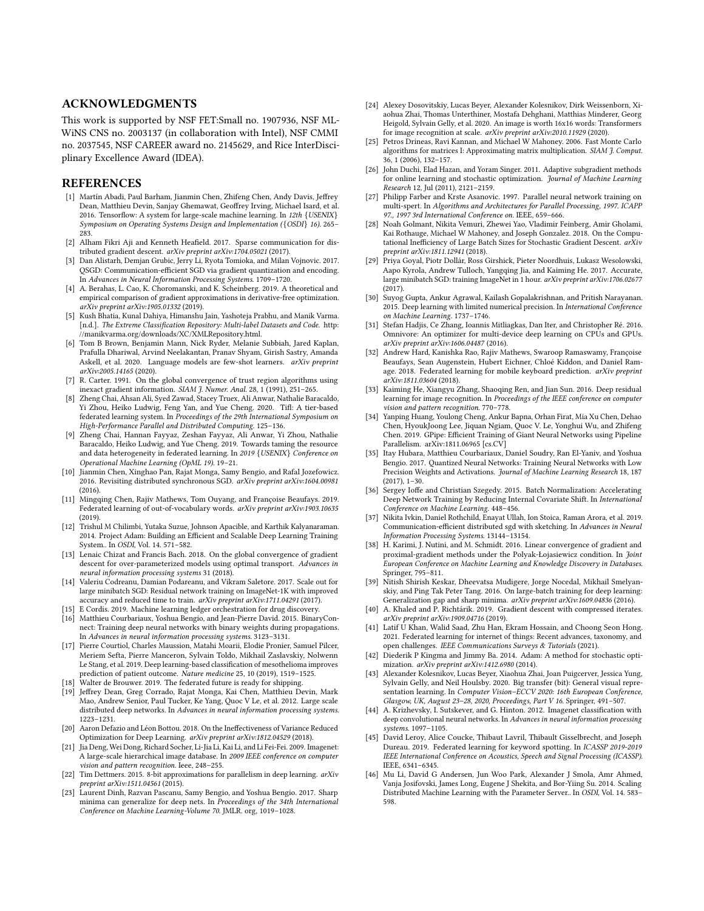## ACKNOWLEDGMENTS

This work is supported by NSF FET:Small no. 1907936, NSF MLWiNS CNS no. 2003137 (in collaboration with Intel), NSF CMMI no. 2037545, NSF CAREER award no. 2145629, and Rice InterDisciplinary Excellence Award (IDEA).

## REFERENCES

- [1] Martín Abadi, Paul Barham, Jianmin Chen, Zhifeng Chen, Andy Davis, Jeffrey Dean, Matthieu Devin, Sanjay Ghemawat, Geoffrey Irving, Michael Isard, et al. 2016. Tensorflow: A system for large-scale machine learning. In *12th {USENIX} Symposium on Operating Systems Design and Implementation ({OSDI} 16)*. 265–283.
- [2] Alham Fikri Aji and Kenneth Heafield. 2017. Sparse communication for distributed gradient descent. *arXiv preprint arXiv:1704.05021* (2017).
- [3] Dan Alistarh, Demjan Grubic, Jerry Li, Ryota Tomioka, and Milan Vojnovic. 2017. QSGD: Communication-efficient SGD via gradient quantization and encoding. In *Advances in Neural Information Processing Systems*. 1709–1720.
- [4] A. Berahas, L. Cao, K. Choromanski, and K. Scheinberg. 2019. A theoretical and empirical comparison of gradient approximations in derivative-free optimization. *arXiv preprint arXiv:1905.01332* (2019).
- [5] Kush Bhatia, Kunal Dahiya, Himanshu Jain, Yashoteja Prabhu, and Manik Varma. [n.d.]. *The Extreme Classification Repository: Multi-label Datasets and Code.* http://manikvarma.org/downloads/XC/XMLRepository.html.
- [6] Tom B Brown, Benjamin Mann, Nick Ryder, Melanie Subbiah, Jared Kaplan, Prafulla Dhariwal, Arvind Neelakantan, Pranav Shyam, Girish Sastry, Amanda Askell, et al. 2020. Language models are few-shot learners. *arXiv preprint arXiv:2005.14165* (2020).
- [7] R. Carter. 1991. On the global convergence of trust region algorithms using inexact gradient information. *SIAM J. Numer. Anal.* 28, 1 (1991), 251–265.
- [8] Zheng Chai, Ahsan Ali, Syed Zawad, Stacey Truex, Ali Anwar, Nathalie Baracaldo, Yi Zhou, Heiko Ludwig, Feng Yan, and Yue Cheng. 2020. Tifl: A tier-based federated learning system. In *Proceedings of the 29th International Symposium on High-Performance Parallel and Distributed Computing*. 125–136.
- [9] Zheng Chai, Hannan Fayyaz, Zeshan Fayyaz, Ali Anwar, Yi Zhou, Nathalie Baracaldo, Heiko Ludwig, and Yue Cheng. 2019. Towards taming the resource and data heterogeneity in federated learning. In *2019 {USENIX} Conference on Operational Machine Learning (OpML 19)*. 19–21.
- [10] Jianmin Chen, Xinghao Pan, Rajat Monga, Samy Bengio, and Rafal Jozefowicz. 2016. Revisiting distributed synchronous SGD. *arXiv preprint arXiv:1604.00981* (2016).
- [11] Mingqing Chen, Rajiv Mathews, Tom Ouyang, and Françoise Beaufays. 2019. Federated learning of out-of-vocabulary words. *arXiv preprint arXiv:1903.10635* (2019).
- [12] Trishul M Chilimbi, Yutaka Suzue, Johnson Apacible, and Karthik Kalyanaraman. 2014. Project Adam: Building an Efficient and Scalable Deep Learning Training System.. In *OSDI*, Vol. 14. 571–582.
- [13] Lenaic Chizat and Francis Bach. 2018. On the global convergence of gradient descent for over-parameterized models using optimal transport. *Advances in neural information processing systems* 31 (2018).
- [14] Valeriu Codreanu, Damian Podareanu, and Vikram Saletore. 2017. Scale out for large minibatch SGD: Residual network training on ImageNet-1K with improved accuracy and reduced time to train. *arXiv preprint arXiv:1711.04291* (2017).
- [15] E Cordis. 2019. Machine learning ledger orchestration for drug discovery.
- [16] Matthieu Courbariaux, Yoshua Bengio, and Jean-Pierre David. 2015. BinaryConnect: Training deep neural networks with binary weights during propagations. In *Advances in neural information processing systems*. 3123–3131.
- [17] Pierre Courtiol, Charles Maussion, Matahi Moarii, Elodie Pronier, Samuel Pilcer, Meriem Sefta, Pierre Manceron, Sylvain Toldo, Mikhail Zaslavskiy, Nolwenn Le Stang, et al. 2019. Deep learning-based classification of mesothelioma improves prediction of patient outcome. *Nature medicine* 25, 10 (2019), 1519–1525.
- [18] Walter de Brouwer. 2019. The federated future is ready for shipping.
- [19] Jeffrey Dean, Greg Corrado, Rajat Monga, Kai Chen, Matthieu Devin, Mark Mao, Andrew Senior, Paul Tucker, Ke Yang, Quoc V Le, et al. 2012. Large scale distributed deep networks. In *Advances in neural information processing systems*. 1223–1231.
- [20] Aaron Defazio and Léon Bottou. 2018. On the Ineffectiveness of Variance Reduced Optimization for Deep Learning. *arXiv preprint arXiv:1812.04529* (2018).
- [21] Jia Deng, Wei Dong, Richard Socher, Li-Jia Li, Kai Li, and Li Fei-Fei. 2009. Imagenet: A large-scale hierarchical image database. In *2009 IEEE conference on computer vision and pattern recognition*. Ieee, 248–255.
- [22] Tim Dettmers. 2015. 8-bit approximations for parallelism in deep learning. *arXiv preprint arXiv:1511.04561* (2015).
- [23] Laurent Dinh, Razvan Pascanu, Samy Bengio, and Yoshua Bengio. 2017. Sharp minima can generalize for deep nets. In *Proceedings of the 34th International Conference on Machine Learning-Volume 70*. JMLR. org, 1019–1028.
- [24] Alexey Dosovitskiy, Lucas Beyer, Alexander Kolesnikov, Dirk Weissenborn, Xiaohua Zhai, Thomas Unterthiner, Mostafa Dehghani, Matthias Minderer, Georg Heigold, Sylvain Gelly, et al. 2020. An image is worth 16x16 words: Transformers for image recognition at scale. *arXiv preprint arXiv:2010.11929* (2020).
- [25] Petros Drineas, Ravi Kannan, and Michael W Mahoney. 2006. Fast Monte Carlo algorithms for matrices I: Approximating matrix multiplication. *SIAM J. Comput.* 36, 1 (2006), 132–157.
- [26] John Duchi, Elad Hazan, and Yoram Singer. 2011. Adaptive subgradient methods for online learning and stochastic optimization. *Journal of Machine Learning Research* 12, Jul (2011), 2121–2159.
- [27] Philipp Farber and Krste Asanovic. 1997. Parallel neural network training on multi-spert. In *Algorithms and Architectures for Parallel Processing, 1997. ICAPP 97., 1997 3rd International Conference on*. IEEE, 659–666.
- [28] Noah Golmant, Nikita Vemuri, Zhewei Yao, Vladimir Feinberg, Amir Gholami, Kai Rothauge, Michael W Mahoney, and Joseph Gonzalez. 2018. On the Computational Inefficiency of Large Batch Sizes for Stochastic Gradient Descent. *arXiv preprint arXiv:1811.12941* (2018).
- [29] Priya Goyal, Piotr Dollár, Ross Girshick, Pieter Noordhuis, Lukasz Wesolowski, Aapo Kyrola, Andrew Tulloch, Yangqing Jia, and Kaiming He. 2017. Accurate, large minibatch SGD: training ImageNet in 1 hour. *arXiv preprint arXiv:1706.02677* (2017).
- [30] Suyog Gupta, Ankur Agrawal, Kailash Gopalakrishnan, and Pritish Narayanan. 2015. Deep learning with limited numerical precision. In *International Conference on Machine Learning*. 1737–1746.
- [31] Stefan Hadjis, Ce Zhang, Ioannis Mitliagkas, Dan Iter, and Christopher Ré. 2016. Omnivore: An optimizer for multi-device deep learning on CPUs and GPUs. *arXiv preprint arXiv:1606.04487* (2016).
- [32] Andrew Hard, Kanishka Rao, Rajiv Mathews, Swaroop Ramaswamy, Françoise Beaufays, Sean Augenstein, Hubert Eichner, Chloé Kiddon, and Daniel Ramage. 2018. Federated learning for mobile keyboard prediction. *arXiv preprint arXiv:1811.03604* (2018).
- [33] Kaiming He, Xiangyu Zhang, Shaoqing Ren, and Jian Sun. 2016. Deep residual learning for image recognition. In *Proceedings of the IEEE conference on computer vision and pattern recognition*. 770–778.
- [34] Yanping Huang, Youlong Cheng, Ankur Bapna, Orhan Firat, Mia Xu Chen, Dehao Chen, HyoukJoong Lee, Jiquan Ngiam, Quoc V. Le, Yonghui Wu, and Zhifeng Chen. 2019. GPipe: Efficient Training of Giant Neural Networks using Pipeline Parallelism. arXiv:1811.06965 [cs.CV]
- [35] Itay Hubara, Matthieu Courbariaux, Daniel Soudry, Ran El-Yaniv, and Yoshua Bengio. 2017. Quantized Neural Networks: Training Neural Networks with Low Precision Weights and Activations. *Journal of Machine Learning Research* 18, 187 (2017), 1–30.
- [36] Sergey Ioffe and Christian Szegedy. 2015. Batch Normalization: Accelerating Deep Network Training by Reducing Internal Covariate Shift. In *International Conference on Machine Learning*. 448–456.
- [37] Nikita Ivkin, Daniel Rothchild, Enayat Ullah, Ion Stoica, Raman Arora, et al. 2019. Communication-efficient distributed sgd with sketching. In *Advances in Neural Information Processing Systems*. 13144–13154.
- [38] H. Karimi, J. Nutini, and M. Schmidt. 2016. Linear convergence of gradient and proximal-gradient methods under the Polyak-Łojasiewicz condition. In *Joint European Conference on Machine Learning and Knowledge Discovery in Databases*. Springer, 795–811.
- [39] Nitish Shirish Keskar, Dheevatsa Mudigere, Jorge Nocedal, Mikhail Smelyanskiy, and Ping Tak Peter Tang. 2016. On large-batch training for deep learning: Generalization gap and sharp minima. *arXiv preprint arXiv:1609.04836* (2016).
- [40] A. Khaled and P. Richtárik. 2019. Gradient descent with compressed iterates. *arXiv preprint arXiv:1909.04716* (2019).
- [41] Latif U Khan, Walid Saad, Zhu Han, Ekram Hossain, and Choong Seon Hong. 2021. Federated learning for internet of things: Recent advances, taxonomy, and open challenges. *IEEE Communications Surveys & Tutorials* (2021).
- [42] Diederik P Kingma and Jimmy Ba. 2014. Adam: A method for stochastic optimization. *arXiv preprint arXiv:1412.6980* (2014).
- [43] Alexander Kolesnikov, Lucas Beyer, Xiaohua Zhai, Joan Puigcerver, Jessica Yung, Sylvain Gelly, and Neil Houlsby. 2020. Big transfer (bit): General visual representation learning. In *Computer Vision–ECCV 2020: 16th European Conference, Glasgow, UK, August 23–28, 2020, Proceedings, Part V 16*. Springer, 491–507.
- [44] A. Krizhevsky, I. Sutskever, and G. Hinton. 2012. Imagenet classification with deep convolutional neural networks. In *Advances in neural information processing systems*. 1097–1105.
- [45] David Leroy, Alice Coucke, Thibaut Lavril, Thibault Gisselbrecht, and Joseph Dureau. 2019. Federated learning for keyword spotting. In *ICASSP 2019-2019 IEEE International Conference on Acoustics, Speech and Signal Processing (ICASSP)*. IEEE, 6341–6345.
- [46] Mu Li, David G Andersen, Jun Woo Park, Alexander J Smola, Amr Ahmed, Vanja Josifovski, James Long, Eugene J Shekita, and Bor-Yiing Su. 2014. Scaling Distributed Machine Learning with the Parameter Server.. In *OSDI*, Vol. 14. 583–598.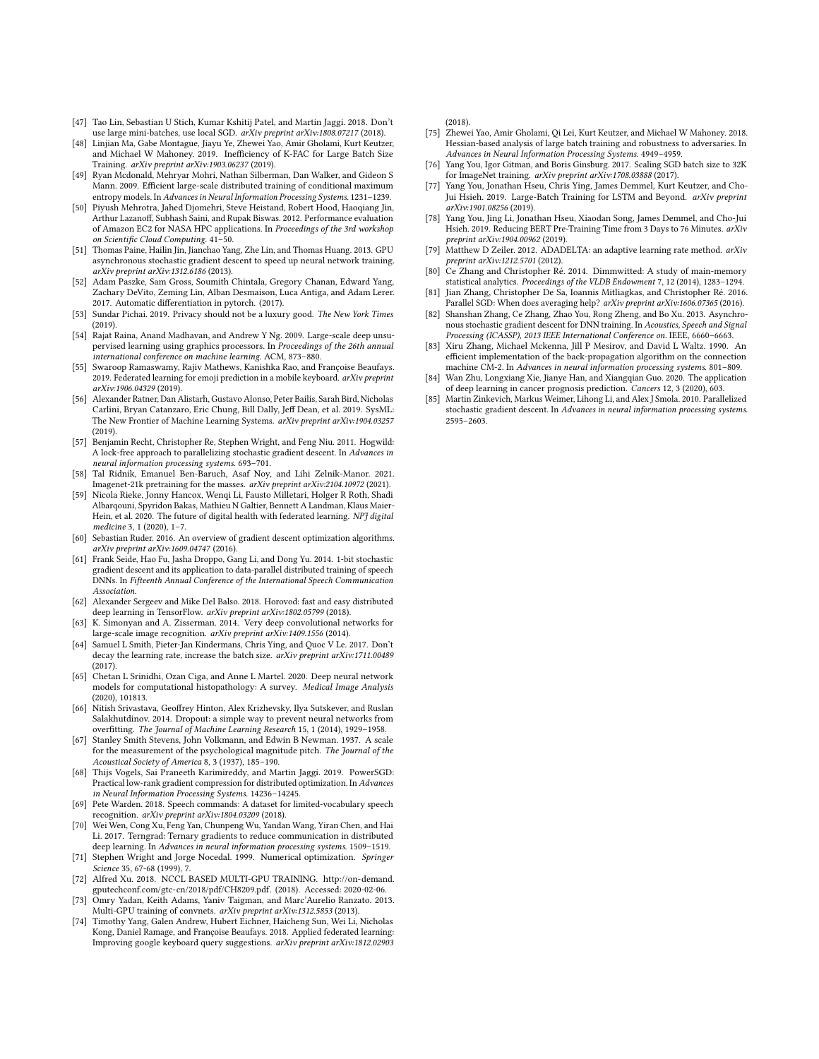[47] Tao Lin, Sebastian U Stich, Kumar Kshitij Patel, and Martin Jaggi. 2018. Don't use large mini-batches, use local SGD. *arXiv preprint arXiv:1808.07217* (2018).

[48] Linjian Ma, Gabe Montague, Jiayu Ye, Zhewei Yao, Amir Gholami, Kurt Keutzer, and Michael W Mahoney. 2019. Inefficiency of K-FAC for Large Batch Size Training. *arXiv preprint arXiv:1903.06237* (2019).

[49] Ryan Mcdonald, Mehryar Mohri, Nathan Silberman, Dan Walker, and Gideon S Mann. 2009. Efficient large-scale distributed training of conditional maximum entropy models. In *Advances in Neural Information Processing Systems*. 1231–1239.

[50] Piyush Mehrotra, Jahed Djomehri, Steve Heistand, Robert Hood, Haoqiang Jin, Arthur Lazanoff, Subhash Saini, and Rupak Biswas. 2012. Performance evaluation of Amazon EC2 for NASA HPC applications. In *Proceedings of the 3rd workshop on Scientific Cloud Computing*. 41–50.

[51] Thomas Paine, Hailin Jin, Jianchao Yang, Zhe Lin, and Thomas Huang. 2013. GPU asynchronous stochastic gradient descent to speed up neural network training. *arXiv preprint arXiv:1312.6186* (2013).

[52] Adam Paszke, Sam Gross, Soumith Chintala, Gregory Chanan, Edward Yang, Zachary DeVito, Zeming Lin, Alban Desmaison, Luca Antiga, and Adam Lerer. 2017. Automatic differentiation in pytorch. (2017).

[53] Sundar Pichai. 2019. Privacy should not be a luxury good. *The New York Times* (2019).

[54] Rajat Raina, Anand Madhavan, and Andrew Y Ng. 2009. Large-scale deep unsupervised learning using graphics processors. In *Proceedings of the 26th annual international conference on machine learning*. ACM, 873–880.

[55] Swaroop Ramaswamy, Rajiv Mathews, Kanishka Rao, and Françoise Beaufays. 2019. Federated learning for emoji prediction in a mobile keyboard. *arXiv preprint arXiv:1906.04329* (2019).

[56] Alexander Ratner, Dan Alistarh, Gustavo Alonso, Peter Bailis, Sarah Bird, Nicholas Carlini, Bryan Catanzaro, Eric Chung, Bill Dally, Jeff Dean, et al. 2019. SysML: The New Frontier of Machine Learning Systems. *arXiv preprint arXiv:1904.03257* (2019).

[57] Benjamin Recht, Christopher Re, Stephen Wright, and Feng Niu. 2011. Hogwild: A lock-free approach to parallelizing stochastic gradient descent. In *Advances in neural information processing systems*. 693–701.

[58] Tal Ridnik, Emanuel Ben-Baruch, Asaf Noy, and Lihi Zelnik-Manor. 2021. Imagenet-21k pretraining for the masses. *arXiv preprint arXiv:2104.10972* (2021).

[59] Nicola Rieke, Jonny Hancox, Wenqi Li, Fausto Milletari, Holger R Roth, Shadi Albarqouni, Spyridon Bakas, Mathieu N Galtier, Bennett A Landman, Klaus Maier-Hein, et al. 2020. The future of digital health with federated learning. *NPJ digital medicine* 3, 1 (2020), 1–7.

[60] Sebastian Ruder. 2016. An overview of gradient descent optimization algorithms. *arXiv preprint arXiv:1609.04747* (2016).

[61] Frank Seide, Hao Fu, Jasha Droppo, Gang Li, and Dong Yu. 2014. 1-bit stochastic gradient descent and its application to data-parallel distributed training of speech DNNs. In *Fifteenth Annual Conference of the International Speech Communication Association*.

[62] Alexander Sergeev and Mike Del Balso. 2018. Horovod: fast and easy distributed deep learning in TensorFlow. *arXiv preprint arXiv:1802.05799* (2018).

[63] K. Simonyan and A. Zisserman. 2014. Very deep convolutional networks for large-scale image recognition. *arXiv preprint arXiv:1409.1556* (2014).

[64] Samuel L Smith, Pieter-Jan Kindermans, Chris Ying, and Quoc V Le. 2017. Don't decay the learning rate, increase the batch size. *arXiv preprint arXiv:1711.00489* (2017).

[65] Chetan L Srinidhi, Ozan Ciga, and Anne L Martel. 2020. Deep neural network models for computational histopathology: A survey. *Medical Image Analysis* (2020), 101813.

[66] Nitish Srivastava, Geoffrey Hinton, Alex Krizhevsky, Ilya Sutskever, and Ruslan Salakhutdinov. 2014. Dropout: a simple way to prevent neural networks from overfitting. *The Journal of Machine Learning Research* 15, 1 (2014), 1929–1958.

[67] Stanley Smith Stevens, John Volkmann, and Edwin B Newman. 1937. A scale for the measurement of the psychological magnitude pitch. *The Journal of the Acoustical Society of America* 8, 3 (1937), 185–190.

[68] Thijs Vogels, Sai Praneeth Karimireddy, and Martin Jaggi. 2019. PowerSGD: Practical low-rank gradient compression for distributed optimization. In *Advances in Neural Information Processing Systems*. 14236–14245.

[69] Pete Warden. 2018. Speech commands: A dataset for limited-vocabulary speech recognition. *arXiv preprint arXiv:1804.03209* (2018).

[70] Wei Wen, Cong Xu, Feng Yan, Chunpeng Wu, Yandan Wang, Yiran Chen, and Hai Li. 2017. Terngrad: Ternary gradients to reduce communication in distributed deep learning. In *Advances in neural information processing systems*. 1509–1519.

[71] Stephen Wright and Jorge Nocedal. 1999. Numerical optimization. *Springer Science* 35, 67-68 (1999), 7.

[72] Alfred Xu. 2018. NCCL BASED MULTI-GPU TRAINING. http://on-demand.gputechconf.com/gtc-cn/2018/pdf/CH8209.pdf. (2018). Accessed: 2020-02-06.

[73] Omry Yadan, Keith Adams, Yaniv Taigman, and Marc'Aurelio Ranzato. 2013. Multi-GPU training of convnets. *arXiv preprint arXiv:1312.5853* (2013).

[74] Timothy Yang, Galen Andrew, Hubert Eichner, Haicheng Sun, Wei Li, Nicholas Kong, Daniel Ramage, and Françoise Beaufays. 2018. Applied federated learning: Improving google keyboard query suggestions. *arXiv preprint arXiv:1812.02903* (2018).

[75] Zhewei Yao, Amir Gholami, Qi Lei, Kurt Keutzer, and Michael W Mahoney. 2018. Hessian-based analysis of large batch training and robustness to adversaries. In *Advances in Neural Information Processing Systems*. 4949–4959.

[76] Yang You, Igor Gitman, and Boris Ginsburg. 2017. Scaling SGD batch size to 32K for ImageNet training. *arXiv preprint arXiv:1708.03888* (2017).

[77] Yang You, Jonathan Hseu, Chris Ying, James Demmel, Kurt Keutzer, and Cho-Jui Hsieh. 2019. Large-Batch Training for LSTM and Beyond. *arXiv preprint arXiv:1901.08256* (2019).

[78] Yang You, Jing Li, Jonathan Hseu, Xiaodan Song, James Demmel, and Cho-Jui Hsieh. 2019. Reducing BERT Pre-Training Time from 3 Days to 76 Minutes. *arXiv preprint arXiv:1904.00962* (2019).

[79] Matthew D Zeiler. 2012. ADADELTA: an adaptive learning rate method. *arXiv preprint arXiv:1212.5701* (2012).

[80] Ce Zhang and Christopher Ré. 2014. Dimmwitted: A study of main-memory statistical analytics. *Proceedings of the VLDB Endowment* 7, 12 (2014), 1283–1294.

[81] Jian Zhang, Christopher De Sa, Ioannis Mitliagkas, and Christopher Ré. 2016. Parallel SGD: When does averaging help? *arXiv preprint arXiv:1606.07365* (2016).

[82] Shanshan Zhang, Ce Zhang, Zhao You, Rong Zheng, and Bo Xu. 2013. Asynchronous stochastic gradient descent for DNN training. In *Acoustics, Speech and Signal Processing (ICASSP), 2013 IEEE International Conference on*. IEEE, 6660–6663.

[83] Xiru Zhang, Michael Mckenna, Jill P Mesirov, and David L Waltz. 1990. An efficient implementation of the back-propagation algorithm on the connection machine CM-2. In *Advances in neural information processing systems*. 801–809.

[84] Wan Zhu, Longxiang Xie, Jianye Han, and Xiangqian Guo. 2020. The application of deep learning in cancer prognosis prediction. *Cancers* 12, 3 (2020), 603.

[85] Martin Zinkevich, Markus Weimer, Lihong Li, and Alex J Smola. 2010. Parallelized stochastic gradient descent. In *Advances in neural information processing systems*. 2595–2603.